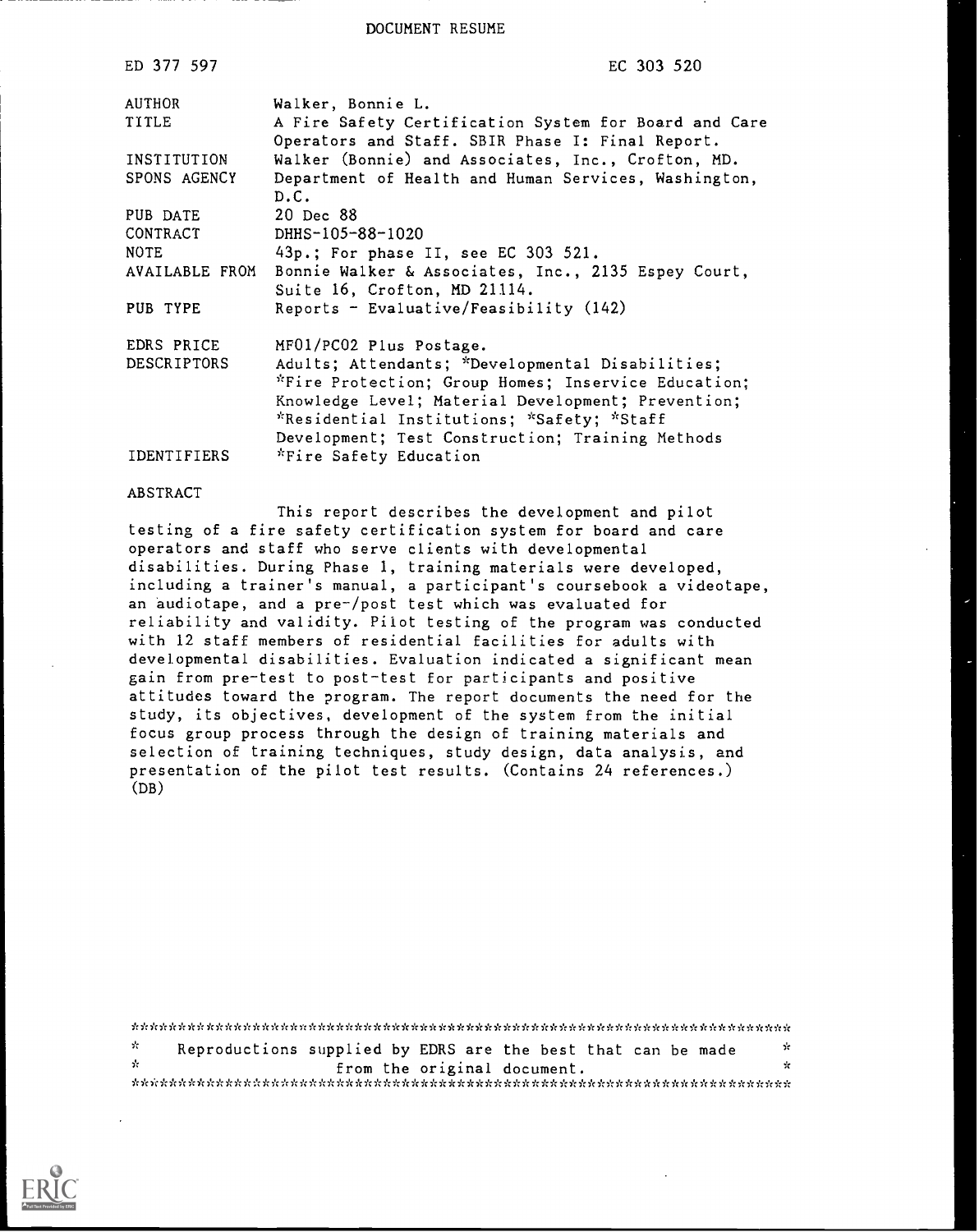DOCUMENT RESUME

| | | |
|---|---|---|
| ED 377 597 | | EC 303 520 |

| | |
|---|---|
| AUTHOR | Walker, Bonnie L. |
| TITLE | A Fire Safety Certification System for Board and Care Operators and Staff. SBIR Phase I: Final Report. |
| INSTITUTION | Walker (Bonnie) and Associates, Inc., Crofton, MD. |
| SPONS AGENCY | Department of Health and Human Services, Washington, D.C. |
| PUB DATE | 20 Dec 88 |
| CONTRACT | DHHS-105-88-1020 |
| NOTE | 43p.; For phase II, see EC 303 521. |
| AVAILABLE FROM | Bonnie Walker & Associates, Inc., 2135 Espey Court, Suite 16, Crofton, MD 21114. |
| PUB TYPE | Reports - Evaluative/Feasibility (142) |
| EDRS PRICE | MF01/PC02 Plus Postage. |
| DESCRIPTORS | Adults; Attendants; *Developmental Disabilities; *Fire Protection; Group Homes; Inservice Education; Knowledge Level; Material Development; Prevention; *Residential Institutions; *Safety; *Staff Development; Test Construction; Training Methods |
| IDENTIFIERS | *Fire Safety Education |

ABSTRACT

This report describes the development and pilot testing of a fire safety certification system for board and care operators and staff who serve clients with developmental disabilities. During Phase 1, training materials were developed, including a trainer's manual, a participant's coursebook a videotape, an audiotape, and a pre-/post test which was evaluated for reliability and validity. Pilot testing of the program was conducted with 12 staff members of residential facilities for adults with developmental disabilities. Evaluation indicated a significant mean gain from pre-test to post-test for participants and positive attitudes toward the program. The report documents the need for the study, its objectives, development of the system from the initial focus group process through the design of training materials and selection of training techniques, study design, data analysis, and presentation of the pilot test results. (Contains 24 references.) (DB)

***********************************************************************

* Reproductions supplied by EDRS are the best that can be made *
* from the original document. *

***********************************************************************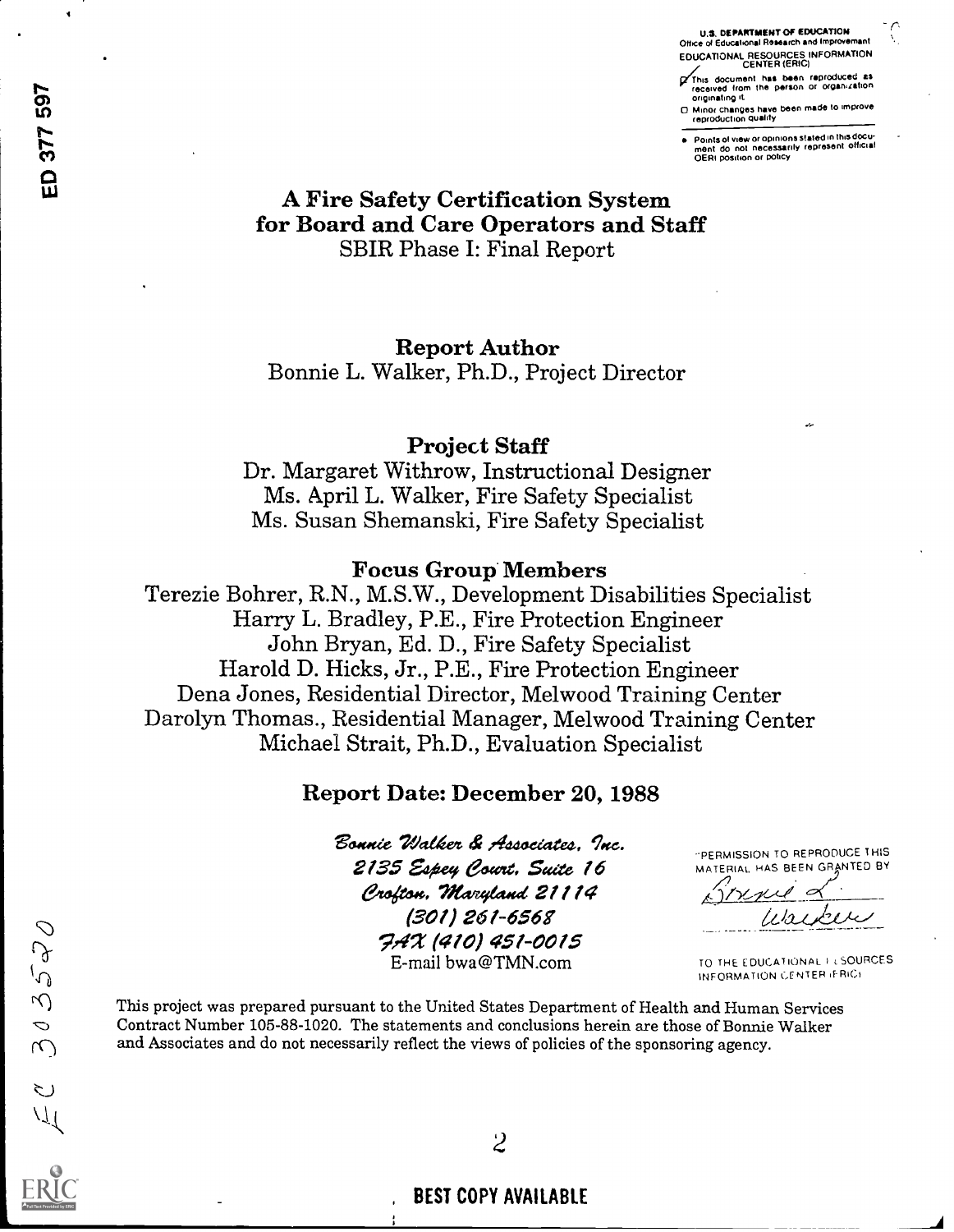U.S. DEPARTMENT OF EDUCATION
Office of Educational Research and Improvement
EDUCATIONAL RESOURCES INFORMATION CENTER (ERIC)

This document has been reproduced as received from the person or organization originating it.

Minor changes have been made to improve reproduction quality

Points of view or opinions stated in this document do not necessarily represent official OERI position or policy

ED 377 597

# A Fire Safety Certification System for Board and Care Operators and Staff

SBIR Phase I: Final Report

## Report Author

Bonnie L. Walker, Ph.D., Project Director

## Project Staff

Dr. Margaret Withrow, Instructional Designer
Ms. April L. Walker, Fire Safety Specialist
Ms. Susan Shemanski, Fire Safety Specialist

## Focus Group Members

Terezie Bohrer, R.N., M.S.W., Development Disabilities Specialist
Harry L. Bradley, P.E., Fire Protection Engineer
John Bryan, Ed. D., Fire Safety Specialist
Harold D. Hicks, Jr., P.E., Fire Protection Engineer
Dena Jones, Residential Director, Melwood Training Center
Darolyn Thomas., Residential Manager, Melwood Training Center
Michael Strait, Ph.D., Evaluation Specialist

## Report Date: December 20, 1988

*Bonnie Walker & Associates, Inc.*
*2135 Espey Court, Suite 16*
*Crofton, Maryland 21114*
*(301) 261-6568*
*FAX (410) 451-0015*
E-mail bwa@TMN.com

"PERMISSION TO REPRODUCE THIS MATERIAL HAS BEEN GRANTED BY
Bonnie L. Walker
TO THE EDUCATIONAL RESOURCES INFORMATION CENTER (ERIC)"

This project was prepared pursuant to the United States Department of Health and Human Services Contract Number 105-88-1020. The statements and conclusions herein are those of Bonnie Walker and Associates and do not necessarily reflect the views of policies of the sponsoring agency.

EC 303520

BEST COPY AVAILABLE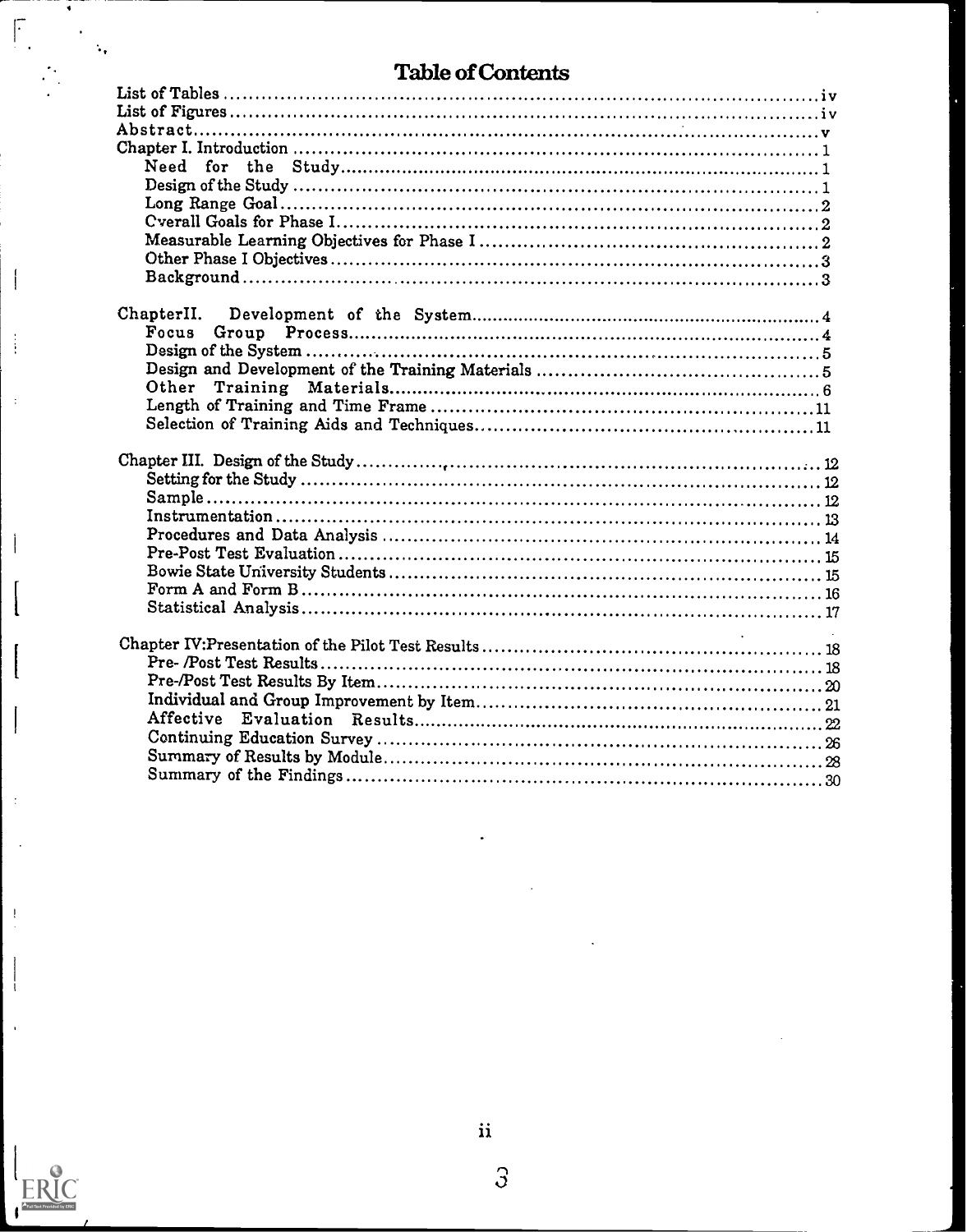# Table of Contents

List of Tables ....................................................................................... iv
List of Figures ...................................................................................... iv
Abstract ............................................................................................... v
Chapter I. Introduction ........................................................................ 1
  Need for the Study ........................................................................... 1
  Design of the Study ........................................................................... 1
  Long Range Goal ................................................................................ 2
  Cverall Goals for Phase I .................................................................... 2
  Measurable Learning Objectives for Phase I ........................................ 2
  Other Phase I Objectives .................................................................... 3
  Background ........................................................................................ 3

ChapterII. Development of the System ................................................. 4
  Focus Group Process .......................................................................... 4
  Design of the System .......................................................................... 5
  Design and Development of the Training Materials ............................... 5
  Other Training Materials ..................................................................... 6
  Length of Training and Time Frame ..................................................... 11
  Selection of Training Aids and Techniques ........................................... 11

Chapter III. Design of the Study ............................................................ 12
  Setting for the Study ........................................................................... 12
  Sample ............................................................................................... 12
  Instrumentation .................................................................................. 13
  Procedures and Data Analysis .............................................................. 14
  Pre-Post Test Evaluation ...................................................................... 15
  Bowie State University Students .......................................................... 15
  Form A and Form B ............................................................................. 16
  Statistical Analysis ............................................................................... 17

Chapter IV:Presentation of the Pilot Test Results ...................................... 18
  Pre- /Post Test Results ......................................................................... 18
  Pre-/Post Test Results By Item ............................................................. 20
  Individual and Group Improvement by Item .......................................... 21
  Affective Evaluation Results ................................................................ 22
  Continuing Education Survey ............................................................... 26
  Summary of Results by Module ............................................................ 28
  Summary of the Findings ..................................................................... 30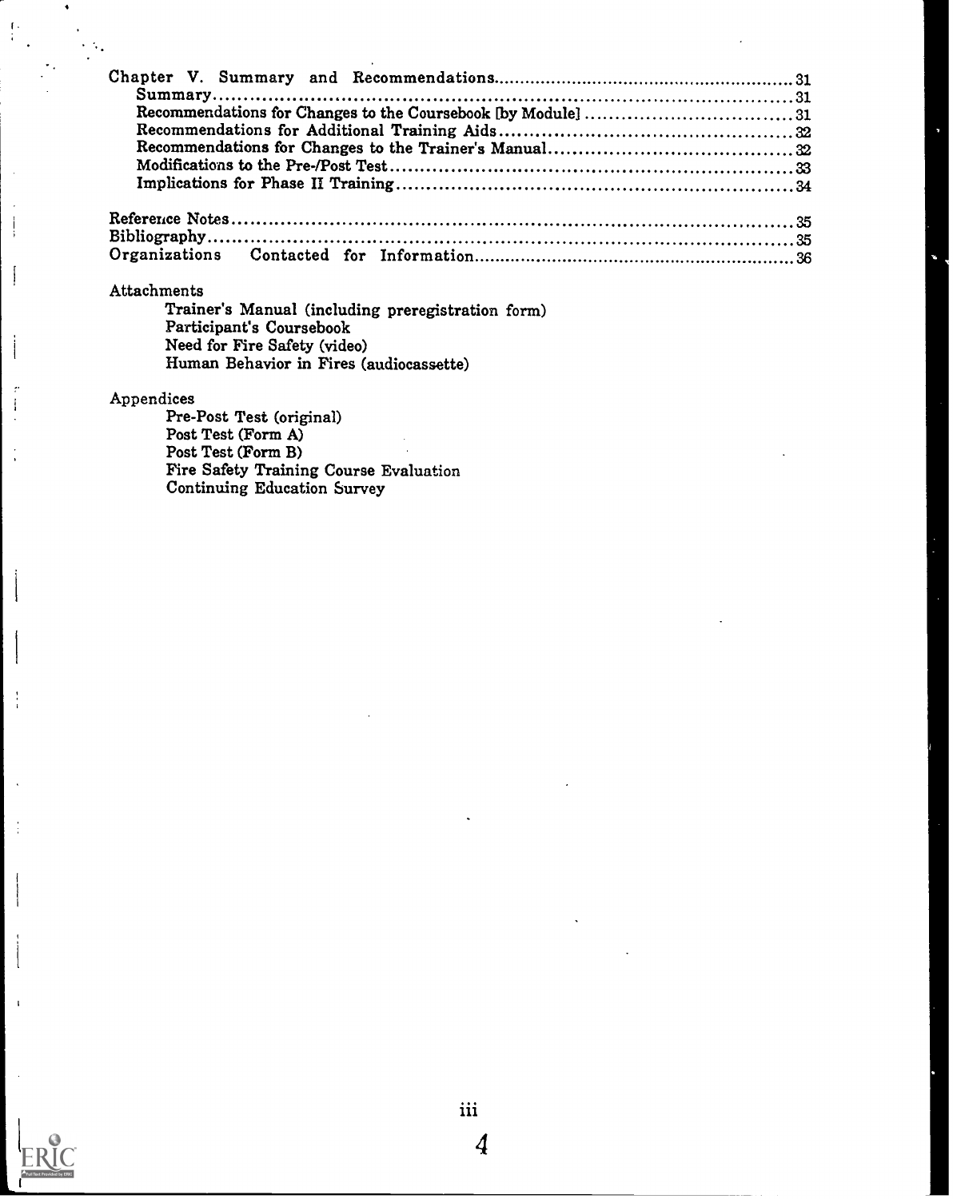Chapter V. Summary and Recommendations........................................................31
  Summary........................................................................................31
  Recommendations for Changes to the Coursebook [by Module] ..................................31
  Recommendations for Additional Training Aids................................................32
  Recommendations for Changes to the Trainer's Manual........................................32
  Modifications to the Pre-/Post Test...........................................................33
  Implications for Phase II Training.............................................................34

Reference Notes.....................................................................................35
Bibliography........................................................................................35
Organizations Contacted for Information.............................................................36

Attachments

- Trainer's Manual (including preregistration form)
- Participant's Coursebook
- Need for Fire Safety (video)
- Human Behavior in Fires (audiocassette)

Appendices

- Pre-Post Test (original)
- Post Test (Form A)
- Post Test (Form B)
- Fire Safety Training Course Evaluation
- Continuing Education Survey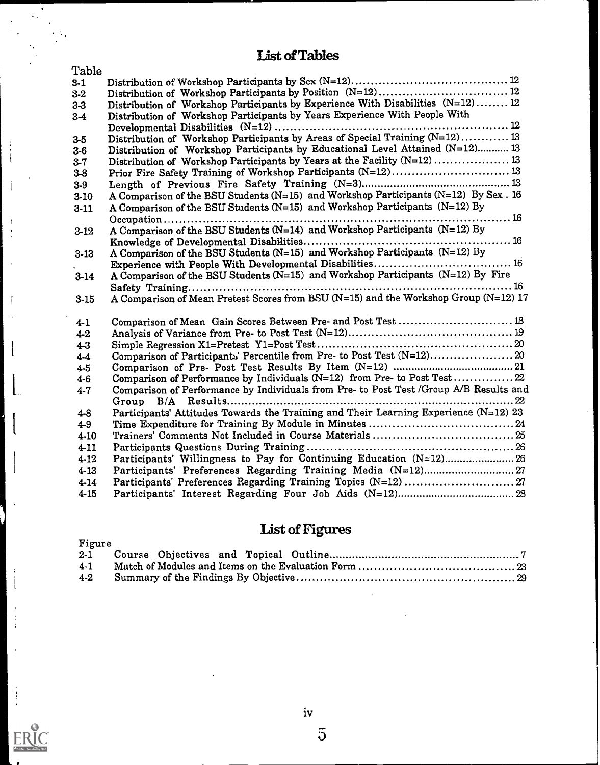# List of Tables

| Table | | |
|---|---|---|
| 3-1 | Distribution of Workshop Participants by Sex (N=12) | 12 |
| 3-2 | Distribution of Workshop Participants by Position (N=12) | 12 |
| 3-3 | Distribution of Workshop Participants by Experience With Disabilities (N=12) | 12 |
| 3-4 | Distribution of Workshop Participants by Years Experience With People With Developmental Disabilities (N=12) | 12 |
| 3-5 | Distribution of Workshop Participants by Areas of Special Training (N=12) | 13 |
| 3-6 | Distribution of Workshop Participants by Educational Level Attained (N=12) | 13 |
| 3-7 | Distribution of Workshop Participants by Years at the Facility (N=12) | 13 |
| 3-8 | Prior Fire Safety Training of Workshop Participants (N=12) | 13 |
| 3-9 | Length of Previous Fire Safety Training (N=3) | 13 |
| 3-10 | A Comparison of the BSU Students (N=15) and Workshop Participants (N=12) By Sex | 16 |
| 3-11 | A Comparison of the BSU Students (N=15) and Workshop Participants (N=12) By Occupation | 16 |
| 3-12 | A Comparison of the BSU Students (N=14) and Workshop Participants (N=12) By Knowledge of Developmental Disabilities | 16 |
| 3-13 | A Comparison of the BSU Students (N=15) and Workshop Participants (N=12) By Experience with People With Developmental Disabilities | 16 |
| 3-14 | A Comparison of the BSU Students (N=15) and Workshop Participants (N=12) By Fire Safety Training | 16 |
| 3-15 | A Comparison of Mean Pretest Scores from BSU (N=15) and the Workshop Group (N=12) | 17 |
| 4-1 | Comparison of Mean Gain Scores Between Pre- and Post Test | 18 |
| 4-2 | Analysis of Variance from Pre- to Post Test (N=12) | 19 |
| 4-3 | Simple Regression X1=Pretest Y1=Post Test | 20 |
| 4-4 | Comparison of Participants' Percentile from Pre- to Post Test (N=12) | 20 |
| 4-5 | Comparison of Pre- Post Test Results By Item (N=12) | 21 |
| 4-6 | Comparison of Performance by Individuals (N=12) from Pre- to Post Test | 22 |
| 4-7 | Comparison of Performance by Individuals from Pre- to Post Test /Group A/B Results and Group B/A Results | 22 |
| 4-8 | Participants' Attitudes Towards the Training and Their Learning Experience (N=12) | 23 |
| 4-9 | Time Expenditure for Training By Module in Minutes | 24 |
| 4-10 | Trainers' Comments Not Included in Course Materials | 25 |
| 4-11 | Participants Questions During Training | 26 |
| 4-12 | Participants' Willingness to Pay for Continuing Education (N=12) | 26 |
| 4-13 | Participants' Preferences Regarding Training Media (N=12) | 27 |
| 4-14 | Participants' Preferences Regarding Training Topics (N=12) | 27 |
| 4-15 | Participants' Interest Regarding Four Job Aids (N=12) | 28 |

# List of Figures

| Figure | | |
|---|---|---|
| 2-1 | Course Objectives and Topical Outline | 7 |
| 4-1 | Match of Modules and Items on the Evaluation Form | 23 |
| 4-2 | Summary of the Findings By Objective | 29 |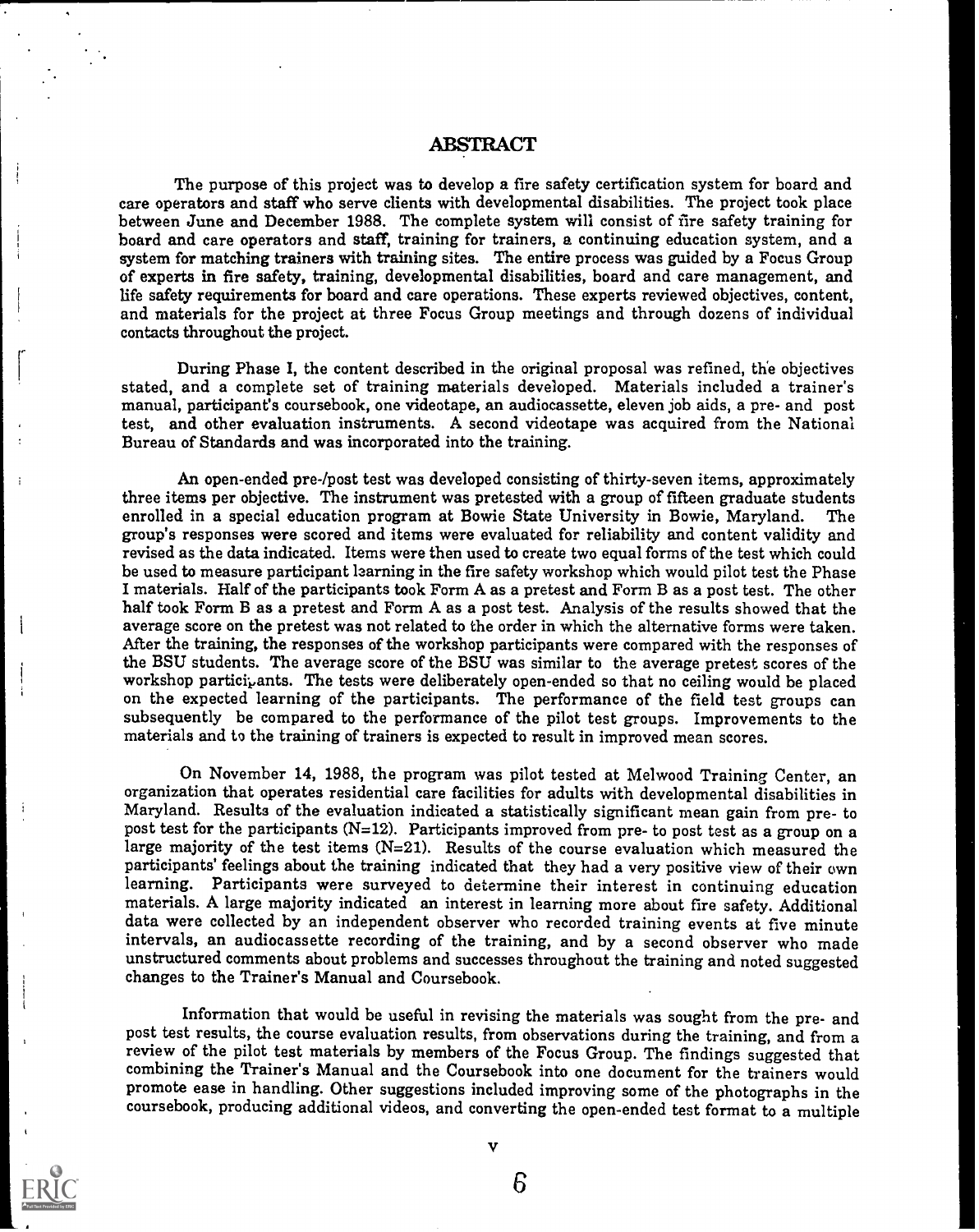## ABSTRACT

The purpose of this project was to develop a fire safety certification system for board and care operators and staff who serve clients with developmental disabilities. The project took place between June and December 1988. The complete system will consist of fire safety training for board and care operators and staff, training for trainers, a continuing education system, and a system for matching trainers with training sites. The entire process was guided by a Focus Group of experts in fire safety, training, developmental disabilities, board and care management, and life safety requirements for board and care operations. These experts reviewed objectives, content, and materials for the project at three Focus Group meetings and through dozens of individual contacts throughout the project.

During Phase I, the content described in the original proposal was refined, the objectives stated, and a complete set of training materials developed. Materials included a trainer's manual, participant's coursebook, one videotape, an audiocassette, eleven job aids, a pre- and post test, and other evaluation instruments. A second videotape was acquired from the National Bureau of Standards and was incorporated into the training.

An open-ended pre-/post test was developed consisting of thirty-seven items, approximately three items per objective. The instrument was pretested with a group of fifteen graduate students enrolled in a special education program at Bowie State University in Bowie, Maryland. The group's responses were scored and items were evaluated for reliability and content validity and revised as the data indicated. Items were then used to create two equal forms of the test which could be used to measure participant learning in the fire safety workshop which would pilot test the Phase I materials. Half of the participants took Form A as a pretest and Form B as a post test. The other half took Form B as a pretest and Form A as a post test. Analysis of the results showed that the average score on the pretest was not related to the order in which the alternative forms were taken. After the training, the responses of the workshop participants were compared with the responses of the BSU students. The average score of the BSU was similar to the average pretest scores of the workshop participants. The tests were deliberately open-ended so that no ceiling would be placed on the expected learning of the participants. The performance of the field test groups can subsequently be compared to the performance of the pilot test groups. Improvements to the materials and to the training of trainers is expected to result in improved mean scores.

On November 14, 1988, the program was pilot tested at Melwood Training Center, an organization that operates residential care facilities for adults with developmental disabilities in Maryland. Results of the evaluation indicated a statistically significant mean gain from pre- to post test for the participants (N=12). Participants improved from pre- to post test as a group on a large majority of the test items (N=21). Results of the course evaluation which measured the participants' feelings about the training indicated that they had a very positive view of their own learning. Participants were surveyed to determine their interest in continuing education materials. A large majority indicated an interest in learning more about fire safety. Additional data were collected by an independent observer who recorded training events at five minute intervals, an audiocassette recording of the training, and by a second observer who made unstructured comments about problems and successes throughout the training and noted suggested changes to the Trainer's Manual and Coursebook.

Information that would be useful in revising the materials was sought from the pre- and post test results, the course evaluation results, from observations during the training, and from a review of the pilot test materials by members of the Focus Group. The findings suggested that combining the Trainer's Manual and the Coursebook into one document for the trainers would promote ease in handling. Other suggestions included improving some of the photographs in the coursebook, producing additional videos, and converting the open-ended test format to a multiple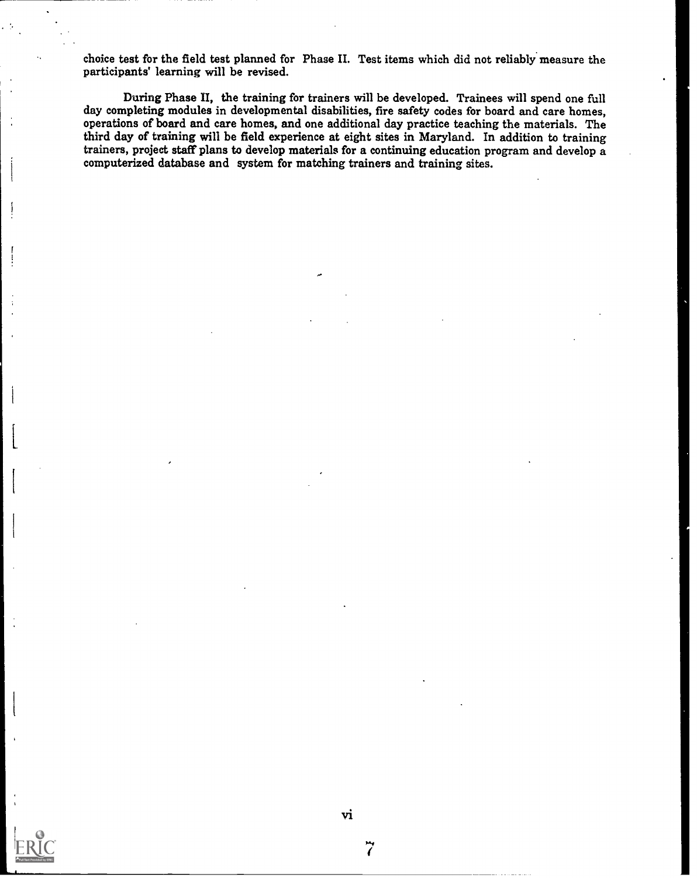choice test for the field test planned for Phase II. Test items which did not reliably measure the participants' learning will be revised.

During Phase II, the training for trainers will be developed. Trainees will spend one full day completing modules in developmental disabilities, fire safety codes for board and care homes, operations of board and care homes, and one additional day practice teaching the materials. The third day of training will be field experience at eight sites in Maryland. In addition to training trainers, project staff plans to develop materials for a continuing education program and develop a computerized database and system for matching trainers and training sites.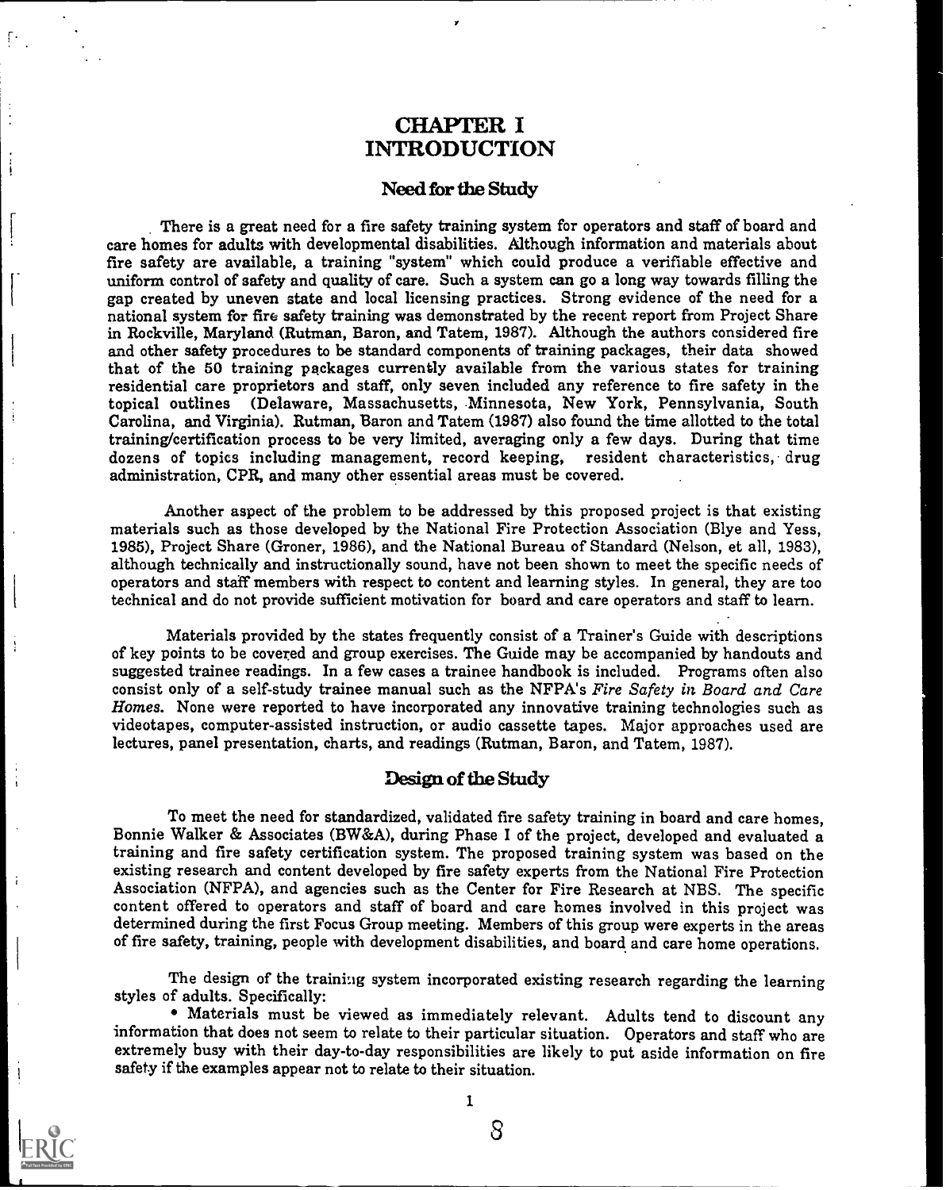# CHAPTER I
# INTRODUCTION

## Need for the Study

There is a great need for a fire safety training system for operators and staff of board and care homes for adults with developmental disabilities. Although information and materials about fire safety are available, a training "system" which could produce a verifiable effective and uniform control of safety and quality of care. Such a system can go a long way towards filling the gap created by uneven state and local licensing practices. Strong evidence of the need for a national system for fire safety training was demonstrated by the recent report from Project Share in Rockville, Maryland (Rutman, Baron, and Tatem, 1987). Although the authors considered fire and other safety procedures to be standard components of training packages, their data showed that of the 50 training packages currently available from the various states for training residential care proprietors and staff, only seven included any reference to fire safety in the topical outlines (Delaware, Massachusetts, Minnesota, New York, Pennsylvania, South Carolina, and Virginia). Rutman, Baron and Tatem (1987) also found the time allotted to the total training/certification process to be very limited, averaging only a few days. During that time dozens of topics including management, record keeping, resident characteristics, drug administration, CPR, and many other essential areas must be covered.

Another aspect of the problem to be addressed by this proposed project is that existing materials such as those developed by the National Fire Protection Association (Blye and Yess, 1985), Project Share (Groner, 1986), and the National Bureau of Standard (Nelson, et all, 1983), although technically and instructionally sound, have not been shown to meet the specific needs of operators and staff members with respect to content and learning styles. In general, they are too technical and do not provide sufficient motivation for board and care operators and staff to learn.

Materials provided by the states frequently consist of a Trainer's Guide with descriptions of key points to be covered and group exercises. The Guide may be accompanied by handouts and suggested trainee readings. In a few cases a trainee handbook is included. Programs often also consist only of a self-study trainee manual such as the NFPA's *Fire Safety in Board and Care Homes*. None were reported to have incorporated any innovative training technologies such as videotapes, computer-assisted instruction, or audio cassette tapes. Major approaches used are lectures, panel presentation, charts, and readings (Rutman, Baron, and Tatem, 1987).

## Design of the Study

To meet the need for standardized, validated fire safety training in board and care homes, Bonnie Walker & Associates (BW&A), during Phase I of the project, developed and evaluated a training and fire safety certification system. The proposed training system was based on the existing research and content developed by fire safety experts from the National Fire Protection Association (NFPA), and agencies such as the Center for Fire Research at NBS. The specific content offered to operators and staff of board and care homes involved in this project was determined during the first Focus Group meeting. Members of this group were experts in the areas of fire safety, training, people with development disabilities, and board and care home operations.

The design of the training system incorporated existing research regarding the learning styles of adults. Specifically:

- Materials must be viewed as immediately relevant. Adults tend to discount any information that does not seem to relate to their particular situation. Operators and staff who are extremely busy with their day-to-day responsibilities are likely to put aside information on fire safety if the examples appear not to relate to their situation.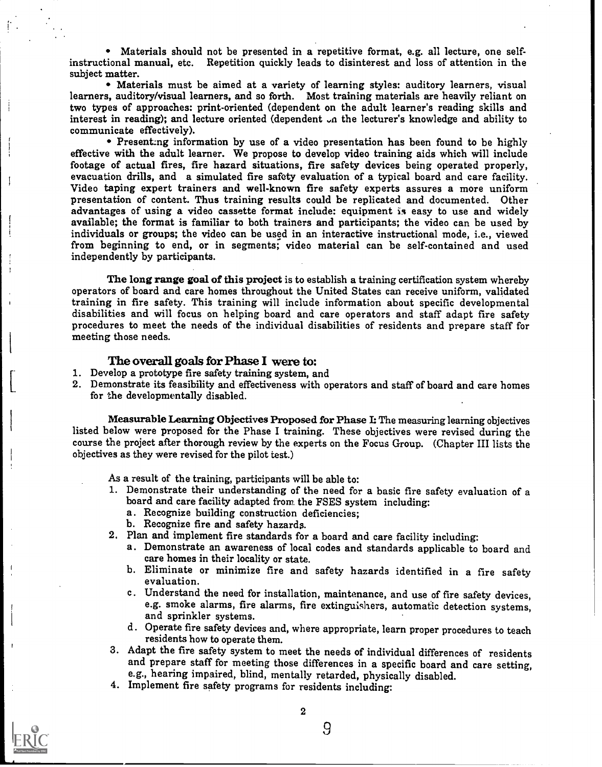• Materials should not be presented in a repetitive format, e.g. all lecture, one self-instructional manual, etc. Repetition quickly leads to disinterest and loss of attention in the subject matter.

• Materials must be aimed at a variety of learning styles: auditory learners, visual learners, auditory/visual learners, and so forth. Most training materials are heavily reliant on two types of approaches: print-oriented (dependent on the adult learner's reading skills and interest in reading); and lecture oriented (dependent on the lecturer's knowledge and ability to communicate effectively).

• Presenting information by use of a video presentation has been found to be highly effective with the adult learner. We propose to develop video training aids which will include footage of actual fires, fire hazard situations, fire safety devices being operated properly, evacuation drills, and a simulated fire safety evaluation of a typical board and care facility. Video taping expert trainers and well-known fire safety experts assures a more uniform presentation of content. Thus training results could be replicated and documented. Other advantages of using a video cassette format include: equipment is easy to use and widely available; the format is familiar to both trainers and participants; the video can be used by individuals or groups; the video can be used in an interactive instructional mode, i.e., viewed from beginning to end, or in segments; video material can be self-contained and used independently by participants.

**The long range goal of this project** is to establish a training certification system whereby operators of board and care homes throughout the United States can receive uniform, validated training in fire safety. This training will include information about specific developmental disabilities and will focus on helping board and care operators and staff adapt fire safety procedures to meet the needs of the individual disabilities of residents and prepare staff for meeting those needs.

### The overall goals for Phase I were to:

1. Develop a prototype fire safety training system, and
2. Demonstrate its feasibility and effectiveness with operators and staff of board and care homes for the developmentally disabled.

**Measurable Learning Objectives Proposed for Phase I:** The measuring learning objectives listed below were proposed for the Phase I training. These objectives were revised during the course the project after thorough review by the experts on the Focus Group. (Chapter III lists the objectives as they were revised for the pilot test.)

As a result of the training, participants will be able to:

1. Demonstrate their understanding of the need for a basic fire safety evaluation of a board and care facility adapted from the FSES system including:
   a. Recognize building construction deficiencies;
   b. Recognize fire and safety hazards.
2. Plan and implement fire standards for a board and care facility including:
   a. Demonstrate an awareness of local codes and standards applicable to board and care homes in their locality or state.
   b. Eliminate or minimize fire and safety hazards identified in a fire safety evaluation.
   c. Understand the need for installation, maintenance, and use of fire safety devices, e.g. smoke alarms, fire alarms, fire extinguishers, automatic detection systems, and sprinkler systems.
   d. Operate fire safety devices and, where appropriate, learn proper procedures to teach residents how to operate them.
3. Adapt the fire safety system to meet the needs of individual differences of residents and prepare staff for meeting those differences in a specific board and care setting, e.g., hearing impaired, blind, mentally retarded, physically disabled.
4. Implement fire safety programs for residents including: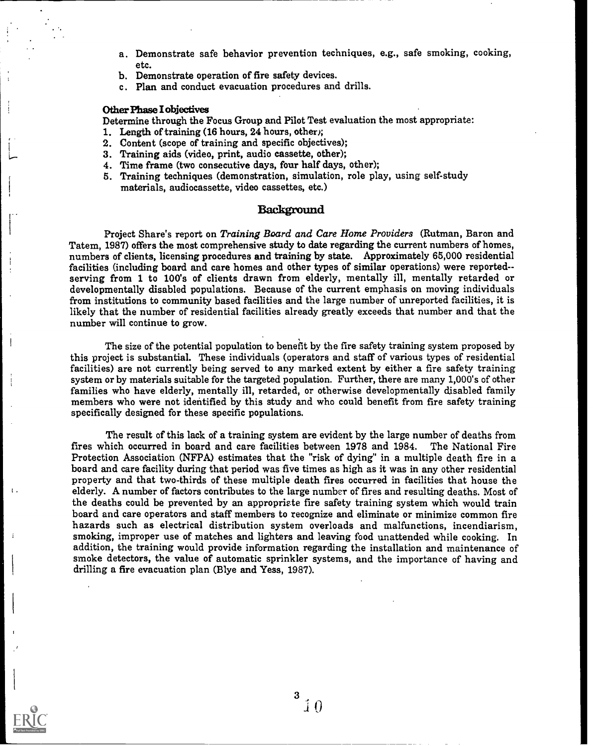a. Demonstrate safe behavior prevention techniques, e.g., safe smoking, cooking, etc.
b. Demonstrate operation of fire safety devices.
c. Plan and conduct evacuation procedures and drills.

**Other Phase I objectives**

Determine through the Focus Group and Pilot Test evaluation the most appropriate:

1. Length of training (16 hours, 24 hours, other);
2. Content (scope of training and specific objectives);
3. Training aids (video, print, audio cassette, other);
4. Time frame (two consecutive days, four half days, other);
5. Training techniques (demonstration, simulation, role play, using self-study materials, audiocassette, video cassettes, etc.)

## Background

Project Share's report on *Training Board and Care Home Providers* (Rutman, Baron and Tatem, 1987) offers the most comprehensive study to date regarding the current numbers of homes, numbers of clients, licensing procedures and training by state. Approximately 65,000 residential facilities (including board and care homes and other types of similar operations) were reported--serving from 1 to 100's of clients drawn from elderly, mentally ill, mentally retarded or developmentally disabled populations. Because of the current emphasis on moving individuals from institutions to community based facilities and the large number of unreported facilities, it is likely that the number of residential facilities already greatly exceeds that number and that the number will continue to grow.

The size of the potential population to benefit by the fire safety training system proposed by this project is substantial. These individuals (operators and staff of various types of residential facilities) are not currently being served to any marked extent by either a fire safety training system or by materials suitable for the targeted population. Further, there are many 1,000's of other families who have elderly, mentally ill, retarded, or otherwise developmentally disabled family members who were not identified by this study and who could benefit from fire safety training specifically designed for these specific populations.

The result of this lack of a training system are evident by the large number of deaths from fires which occurred in board and care facilities between 1978 and 1984. The National Fire Protection Association (NFPA) estimates that the "risk of dying" in a multiple death fire in a board and care facility during that period was five times as high as it was in any other residential property and that two-thirds of these multiple death fires occurred in facilities that house the elderly. A number of factors contributes to the large number of fires and resulting deaths. Most of the deaths could be prevented by an appropriate fire safety training system which would train board and care operators and staff members to recognize and eliminate or minimize common fire hazards such as electrical distribution system overloads and malfunctions, incendiarism, smoking, improper use of matches and lighters and leaving food unattended while cooking. In addition, the training would provide information regarding the installation and maintenance of smoke detectors, the value of automatic sprinkler systems, and the importance of having and drilling a fire evacuation plan (Blye and Yess, 1987).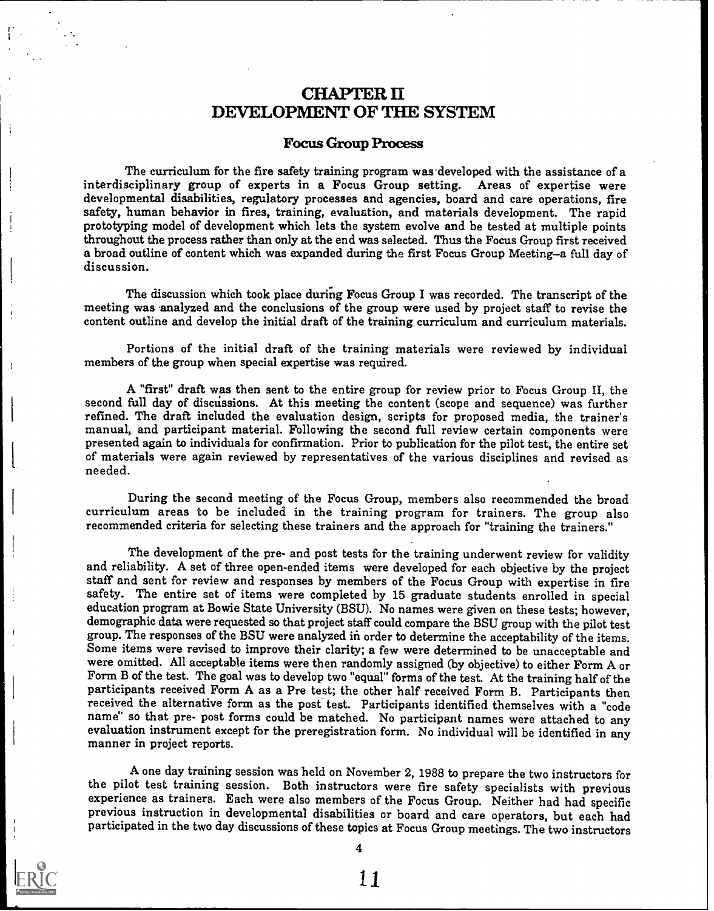# CHAPTER II
# DEVELOPMENT OF THE SYSTEM

## Focus Group Process

The curriculum for the fire safety training program was developed with the assistance of a interdisciplinary group of experts in a Focus Group setting. Areas of expertise were developmental disabilities, regulatory processes and agencies, board and care operations, fire safety, human behavior in fires, training, evaluation, and materials development. The rapid prototyping model of development which lets the system evolve and be tested at multiple points throughout the process rather than only at the end was selected. Thus the Focus Group first received a broad outline of content which was expanded during the first Focus Group Meeting--a full day of discussion.

The discussion which took place during Focus Group I was recorded. The transcript of the meeting was analyzed and the conclusions of the group were used by project staff to revise the content outline and develop the initial draft of the training curriculum and curriculum materials.

Portions of the initial draft of the training materials were reviewed by individual members of the group when special expertise was required.

A "first" draft was then sent to the entire group for review prior to Focus Group II, the second full day of discussions. At this meeting the content (scope and sequence) was further refined. The draft included the evaluation design, scripts for proposed media, the trainer's manual, and participant material. Following the second full review certain components were presented again to individuals for confirmation. Prior to publication for the pilot test, the entire set of materials were again reviewed by representatives of the various disciplines and revised as needed.

During the second meeting of the Focus Group, members also recommended the broad curriculum areas to be included in the training program for trainers. The group also recommended criteria for selecting these trainers and the approach for "training the trainers."

The development of the pre- and post tests for the training underwent review for validity and reliability. A set of three open-ended items were developed for each objective by the project staff and sent for review and responses by members of the Focus Group with expertise in fire safety. The entire set of items were completed by 15 graduate students enrolled in special education program at Bowie State University (BSU). No names were given on these tests; however, demographic data were requested so that project staff could compare the BSU group with the pilot test group. The responses of the BSU were analyzed in order to determine the acceptability of the items. Some items were revised to improve their clarity; a few were determined to be unacceptable and were omitted. All acceptable items were then randomly assigned (by objective) to either Form A or Form B of the test. The goal was to develop two "equal" forms of the test. At the training half of the participants received Form A as a Pre test; the other half received Form B. Participants then received the alternative form as the post test. Participants identified themselves with a "code name" so that pre- post forms could be matched. No participant names were attached to any evaluation instrument except for the preregistration form. No individual will be identified in any manner in project reports.

A one day training session was held on November 2, 1988 to prepare the two instructors for the pilot test training session. Both instructors were fire safety specialists with previous experience as trainers. Each were also members of the Focus Group. Neither had had specific previous instruction in developmental disabilities or board and care operators, but each had participated in the two day discussions of these topics at Focus Group meetings. The two instructors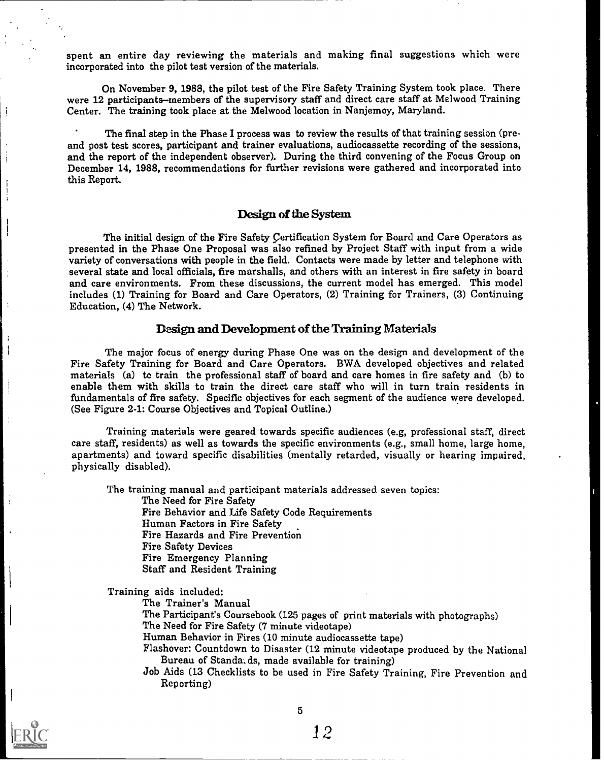spent an entire day reviewing the materials and making final suggestions which were incorporated into the pilot test version of the materials.

On November 9, 1988, the pilot test of the Fire Safety Training System took place. There were 12 participants–members of the supervisory staff and direct care staff at Melwood Training Center. The training took place at the Melwood location in Nanjemoy, Maryland.

The final step in the Phase I process was to review the results of that training session (pre- and post test scores, participant and trainer evaluations, audiocassette recording of the sessions, and the report of the independent observer). During the third convening of the Focus Group on December 14, 1988, recommendations for further revisions were gathered and incorporated into this Report.

## Design of the System

The initial design of the Fire Safety Certification System for Board and Care Operators as presented in the Phase One Proposal was also refined by Project Staff with input from a wide variety of conversations with people in the field. Contacts were made by letter and telephone with several state and local officials, fire marshalls, and others with an interest in fire safety in board and care environments. From these discussions, the current model has emerged. This model includes (1) Training for Board and Care Operators, (2) Training for Trainers, (3) Continuing Education, (4) The Network.

## Design and Development of the Training Materials

The major focus of energy during Phase One was on the design and development of the Fire Safety Training for Board and Care Operators. BWA developed objectives and related materials (a) to train the professional staff of board and care homes in fire safety and (b) to enable them with skills to train the direct care staff who will in turn train residents in fundamentals of fire safety. Specific objectives for each segment of the audience were developed. (See Figure 2-1: Course Objectives and Topical Outline.)

Training materials were geared towards specific audiences (e.g, professional staff, direct care staff, residents) as well as towards the specific environments (e.g., small home, large home, apartments) and toward specific disabilities (mentally retarded, visually or hearing impaired, physically disabled).

The training manual and participant materials addressed seven topics:

- The Need for Fire Safety
- Fire Behavior and Life Safety Code Requirements
- Human Factors in Fire Safety
- Fire Hazards and Fire Prevention
- Fire Safety Devices
- Fire Emergency Planning
- Staff and Resident Training

Training aids included:

- The Trainer's Manual
- The Participant's Coursebook (125 pages of print materials with photographs)
- The Need for Fire Safety (7 minute videotape)
- Human Behavior in Fires (10 minute audiocassette tape)
- Flashover: Countdown to Disaster (12 minute videotape produced by the National Bureau of Standards, made available for training)
- Job Aids (13 Checklists to be used in Fire Safety Training, Fire Prevention and Reporting)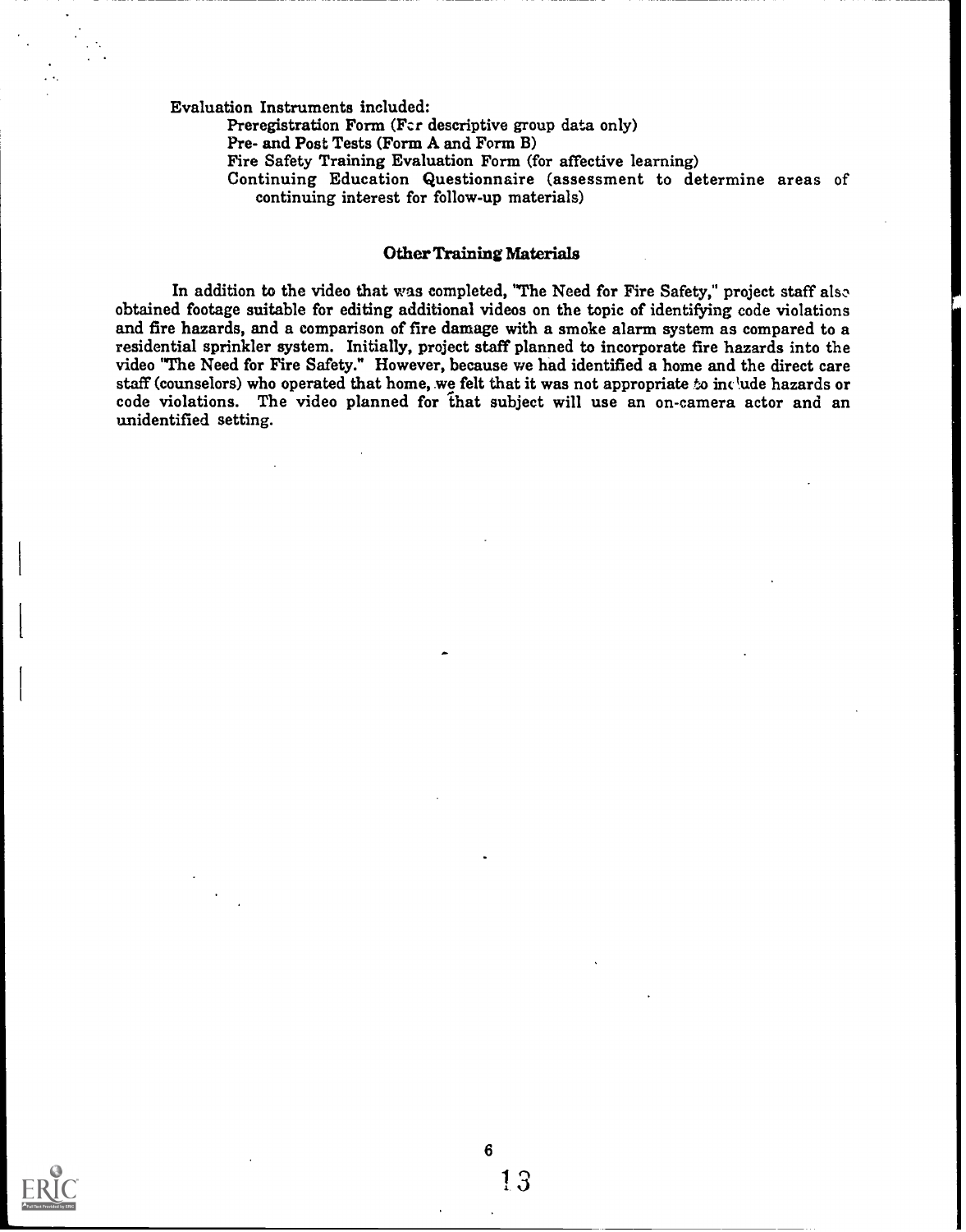Evaluation Instruments included:

- Preregistration Form (For descriptive group data only)
- Pre- and Post Tests (Form A and Form B)
- Fire Safety Training Evaluation Form (for affective learning)
- Continuing Education Questionnaire (assessment to determine areas of continuing interest for follow-up materials)

## Other Training Materials

In addition to the video that was completed, "The Need for Fire Safety," project staff also obtained footage suitable for editing additional videos on the topic of identifying code violations and fire hazards, and a comparison of fire damage with a smoke alarm system as compared to a residential sprinkler system. Initially, project staff planned to incorporate fire hazards into the video "The Need for Fire Safety." However, because we had identified a home and the direct care staff (counselors) who operated that home, we felt that it was not appropriate to include hazards or code violations. The video planned for that subject will use an on-camera actor and an unidentified setting.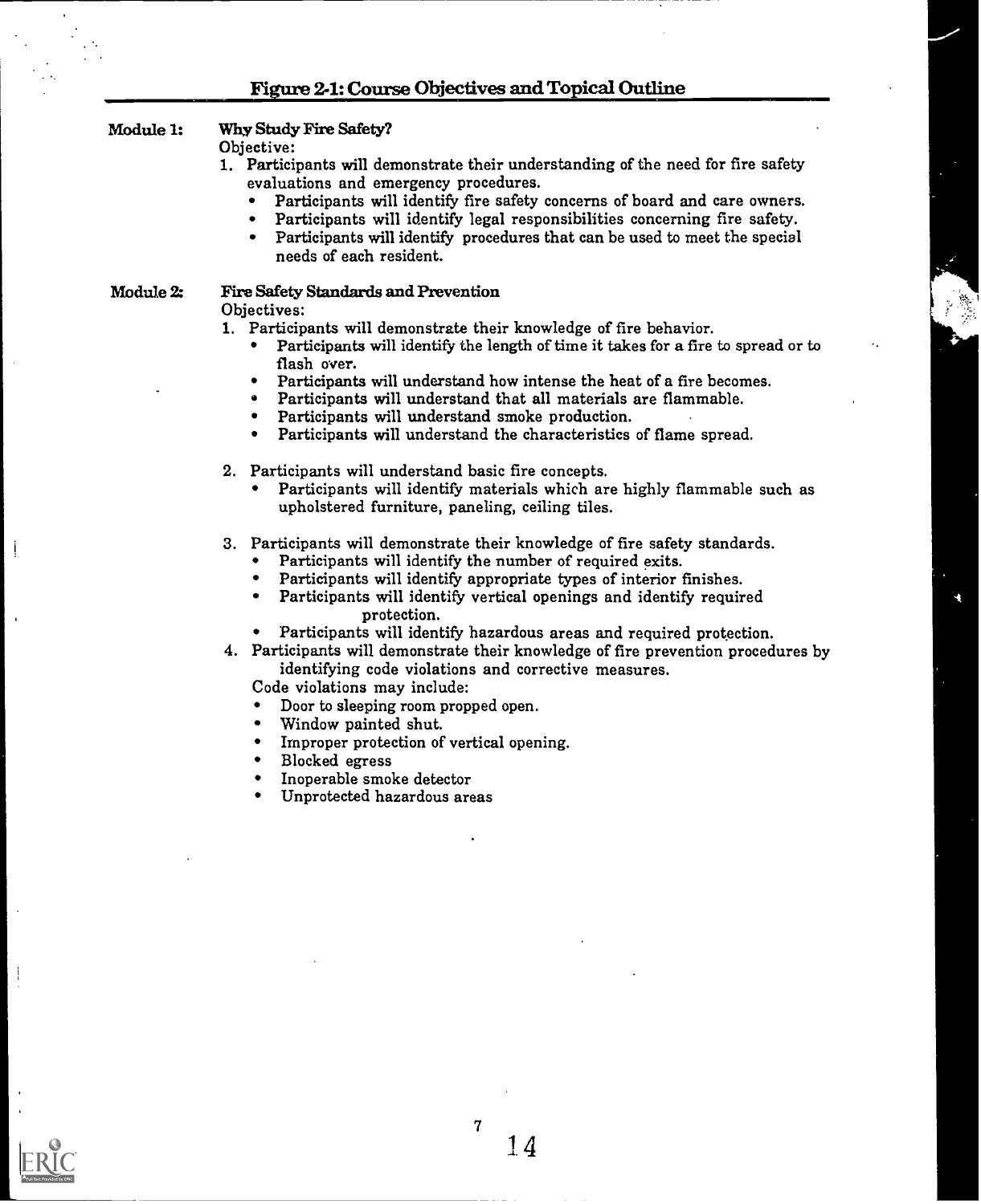## Figure 2-1: Course Objectives and Topical Outline

**Module 1: Why Study Fire Safety?**

Objective:

1. Participants will demonstrate their understanding of the need for fire safety evaluations and emergency procedures.
   - Participants will identify fire safety concerns of board and care owners.
   - Participants will identify legal responsibilities concerning fire safety.
   - Participants will identify procedures that can be used to meet the special needs of each resident.

**Module 2: Fire Safety Standards and Prevention**

Objectives:

1. Participants will demonstrate their knowledge of fire behavior.
   - Participants will identify the length of time it takes for a fire to spread or to flash over.
   - Participants will understand how intense the heat of a fire becomes.
   - Participants will understand that all materials are flammable.
   - Participants will understand smoke production.
   - Participants will understand the characteristics of flame spread.

2. Participants will understand basic fire concepts.
   - Participants will identify materials which are highly flammable such as upholstered furniture, paneling, ceiling tiles.

3. Participants will demonstrate their knowledge of fire safety standards.
   - Participants will identify the number of required exits.
   - Participants will identify appropriate types of interior finishes.
   - Participants will identify vertical openings and identify required protection.
   - Participants will identify hazardous areas and required protection.

4. Participants will demonstrate their knowledge of fire prevention procedures by identifying code violations and corrective measures.

   Code violations may include:
   - Door to sleeping room propped open.
   - Window painted shut.
   - Improper protection of vertical opening.
   - Blocked egress
   - Inoperable smoke detector
   - Unprotected hazardous areas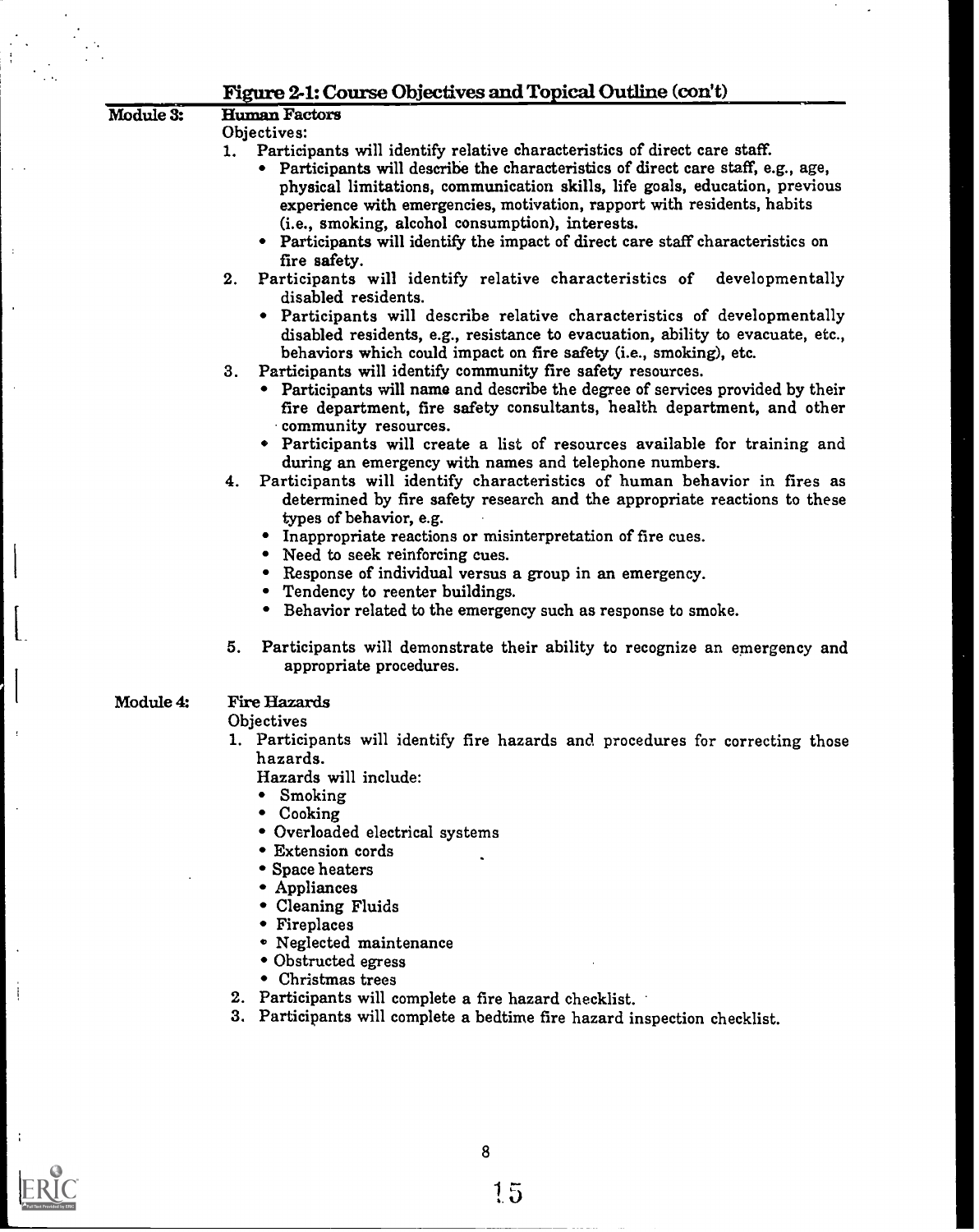## Figure 2-1: Course Objectives and Topical Outline (con't)

**Module 3: Human Factors**

Objectives:

1. Participants will identify relative characteristics of direct care staff.
   - Participants will describe the characteristics of direct care staff, e.g., age, physical limitations, communication skills, life goals, education, previous experience with emergencies, motivation, rapport with residents, habits (i.e., smoking, alcohol consumption), interests.
   - Participants will identify the impact of direct care staff characteristics on fire safety.
2. Participants will identify relative characteristics of developmentally disabled residents.
   - Participants will describe relative characteristics of developmentally disabled residents, e.g., resistance to evacuation, ability to evacuate, etc., behaviors which could impact on fire safety (i.e., smoking), etc.
3. Participants will identify community fire safety resources.
   - Participants will name and describe the degree of services provided by their fire department, fire safety consultants, health department, and other community resources.
   - Participants will create a list of resources available for training and during an emergency with names and telephone numbers.
4. Participants will identify characteristics of human behavior in fires as determined by fire safety research and the appropriate reactions to these types of behavior, e.g.
   - Inappropriate reactions or misinterpretation of fire cues.
   - Need to seek reinforcing cues.
   - Response of individual versus a group in an emergency.
   - Tendency to reenter buildings.
   - Behavior related to the emergency such as response to smoke.
5. Participants will demonstrate their ability to recognize an emergency and appropriate procedures.

**Module 4: Fire Hazards**

Objectives

1. Participants will identify fire hazards and procedures for correcting those hazards.

   Hazards will include:
   - Smoking
   - Cooking
   - Overloaded electrical systems
   - Extension cords
   - Space heaters
   - Appliances
   - Cleaning Fluids
   - Fireplaces
   - Neglected maintenance
   - Obstructed egress
   - Christmas trees
2. Participants will complete a fire hazard checklist.
3. Participants will complete a bedtime fire hazard inspection checklist.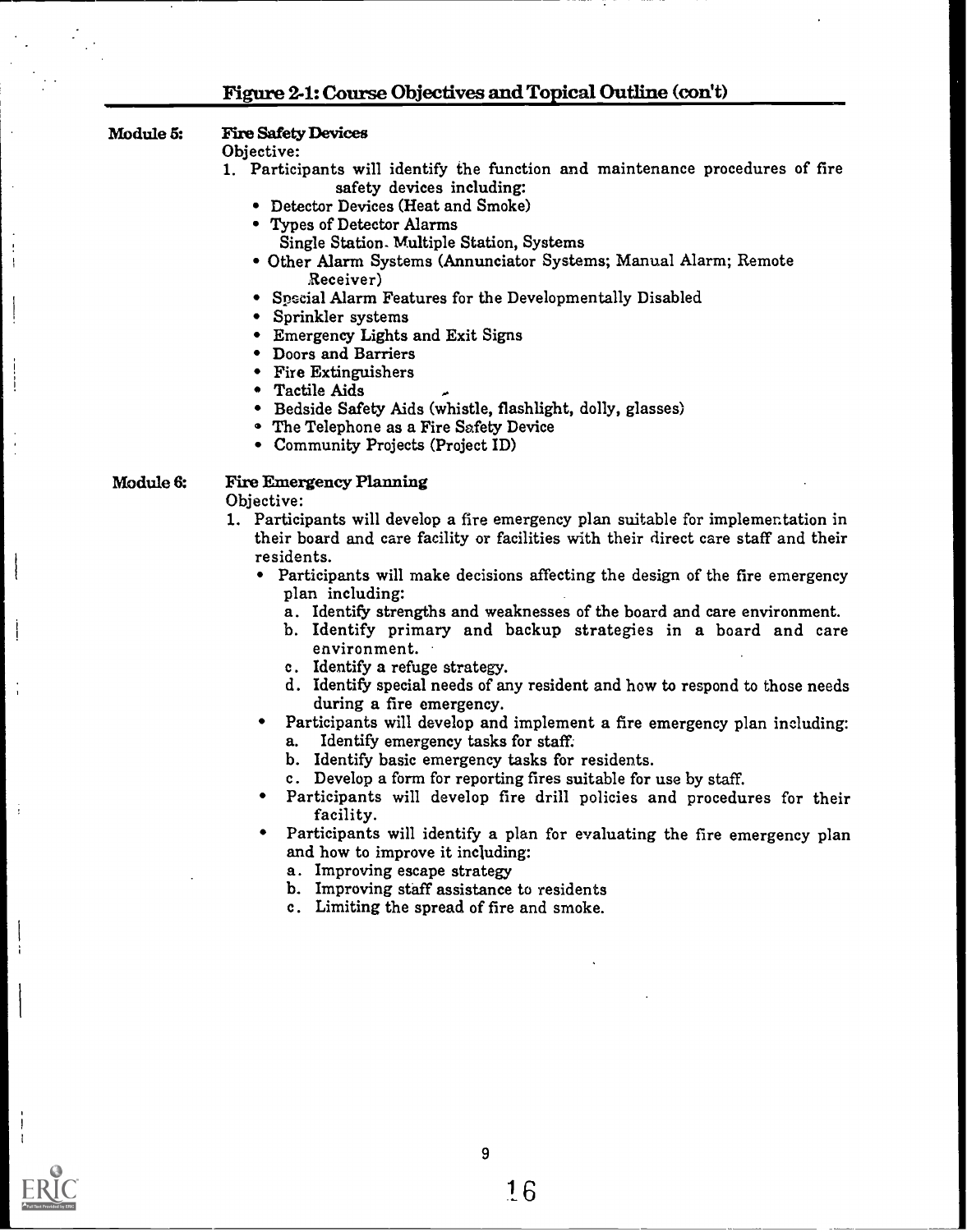## Figure 2-1: Course Objectives and Topical Outline (con't)

**Module 5: Fire Safety Devices**

Objective:

1. Participants will identify the function and maintenance procedures of fire safety devices including:
   - Detector Devices (Heat and Smoke)
   - Types of Detector Alarms
     Single Station, Multiple Station, Systems
   - Other Alarm Systems (Annunciator Systems; Manual Alarm; Remote Receiver)
   - Special Alarm Features for the Developmentally Disabled
   - Sprinkler systems
   - Emergency Lights and Exit Signs
   - Doors and Barriers
   - Fire Extinguishers
   - Tactile Aids
   - Bedside Safety Aids (whistle, flashlight, dolly, glasses)
   - The Telephone as a Fire Safety Device
   - Community Projects (Project ID)

**Module 6: Fire Emergency Planning**

Objective:

1. Participants will develop a fire emergency plan suitable for implementation in their board and care facility or facilities with their direct care staff and their residents.
   - Participants will make decisions affecting the design of the fire emergency plan including:
     a. Identify strengths and weaknesses of the board and care environment.
     b. Identify primary and backup strategies in a board and care environment.
     c. Identify a refuge strategy.
     d. Identify special needs of any resident and how to respond to those needs during a fire emergency.
   - Participants will develop and implement a fire emergency plan including:
     a. Identify emergency tasks for staff.
     b. Identify basic emergency tasks for residents.
     c. Develop a form for reporting fires suitable for use by staff.
   - Participants will develop fire drill policies and procedures for their facility.
   - Participants will identify a plan for evaluating the fire emergency plan and how to improve it including:
     a. Improving escape strategy
     b. Improving staff assistance to residents
     c. Limiting the spread of fire and smoke.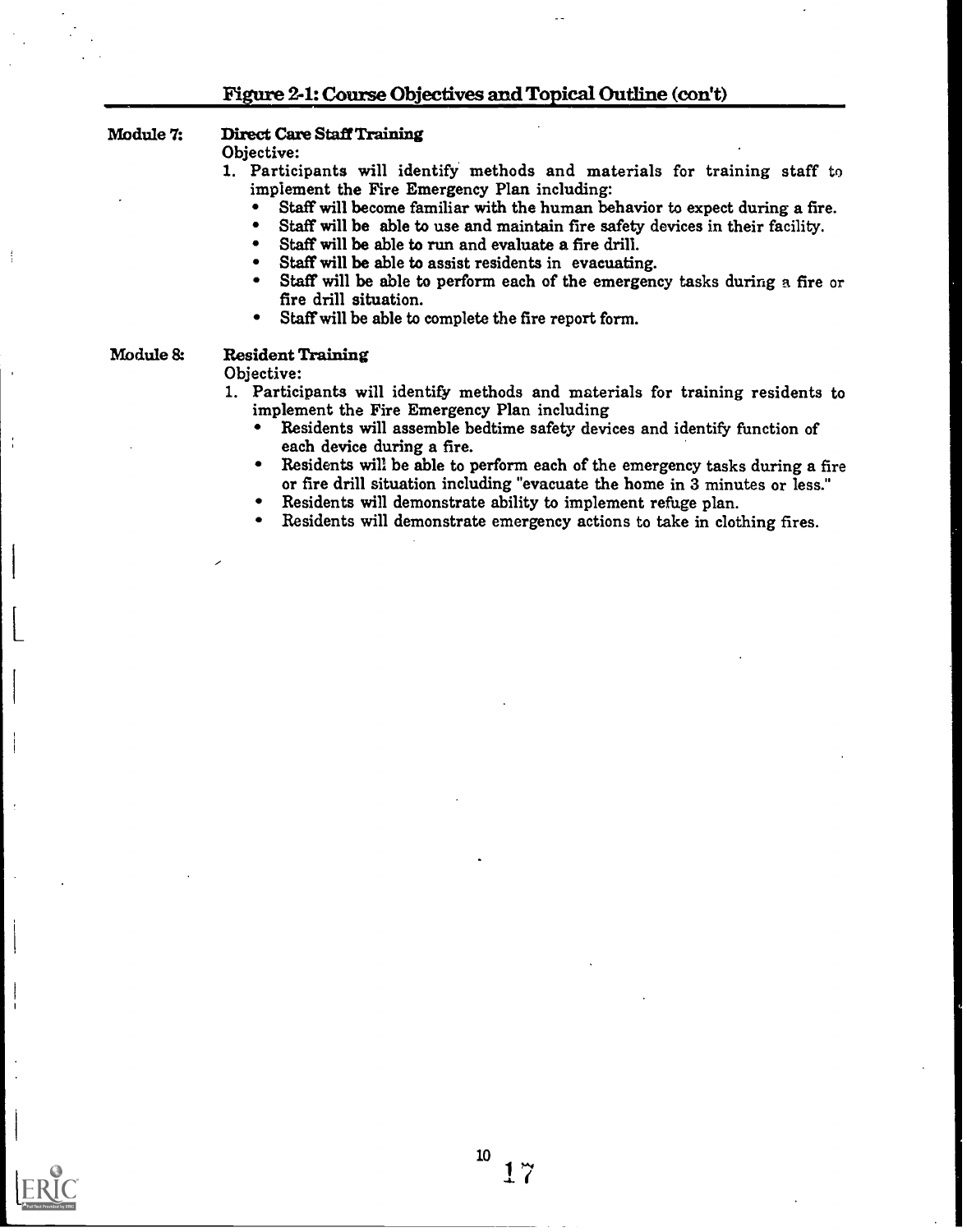## Figure 2-1: Course Objectives and Topical Outline (con't)

**Module 7: Direct Care Staff Training**

Objective:

1. Participants will identify methods and materials for training staff to implement the Fire Emergency Plan including:
   - Staff will become familiar with the human behavior to expect during a fire.
   - Staff will be able to use and maintain fire safety devices in their facility.
   - Staff will be able to run and evaluate a fire drill.
   - Staff will be able to assist residents in evacuating.
   - Staff will be able to perform each of the emergency tasks during a fire or fire drill situation.
   - Staff will be able to complete the fire report form.

**Module 8: Resident Training**

Objective:

1. Participants will identify methods and materials for training residents to implement the Fire Emergency Plan including
   - Residents will assemble bedtime safety devices and identify function of each device during a fire.
   - Residents will be able to perform each of the emergency tasks during a fire or fire drill situation including "evacuate the home in 3 minutes or less."
   - Residents will demonstrate ability to implement refuge plan.
   - Residents will demonstrate emergency actions to take in clothing fires.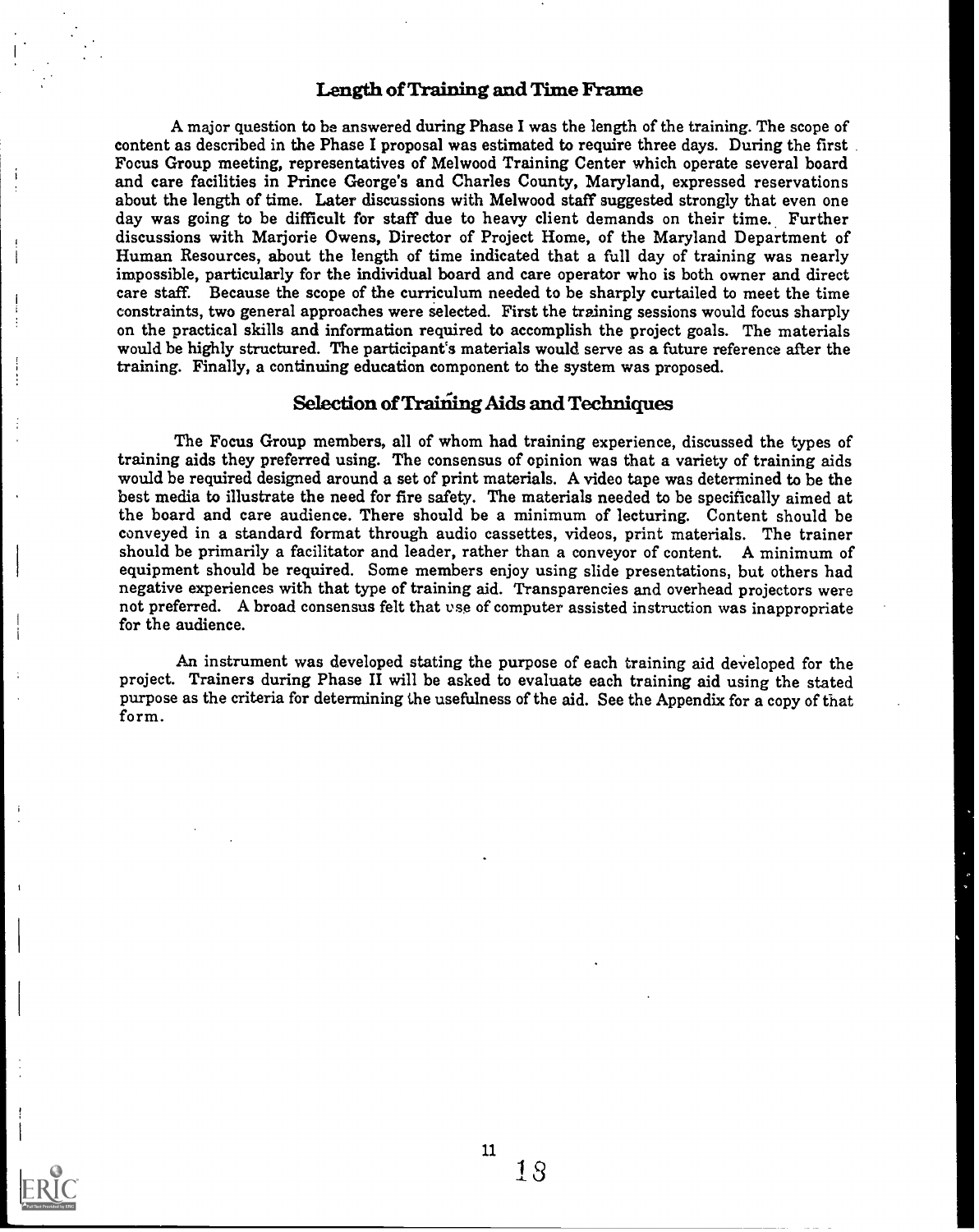## Length of Training and Time Frame

A major question to be answered during Phase I was the length of the training. The scope of content as described in the Phase I proposal was estimated to require three days. During the first Focus Group meeting, representatives of Melwood Training Center which operate several board and care facilities in Prince George's and Charles County, Maryland, expressed reservations about the length of time. Later discussions with Melwood staff suggested strongly that even one day was going to be difficult for staff due to heavy client demands on their time. Further discussions with Marjorie Owens, Director of Project Home, of the Maryland Department of Human Resources, about the length of time indicated that a full day of training was nearly impossible, particularly for the individual board and care operator who is both owner and direct care staff. Because the scope of the curriculum needed to be sharply curtailed to meet the time constraints, two general approaches were selected. First the training sessions would focus sharply on the practical skills and information required to accomplish the project goals. The materials would be highly structured. The participant's materials would serve as a future reference after the training. Finally, a continuing education component to the system was proposed.

## Selection of Training Aids and Techniques

The Focus Group members, all of whom had training experience, discussed the types of training aids they preferred using. The consensus of opinion was that a variety of training aids would be required designed around a set of print materials. A video tape was determined to be the best media to illustrate the need for fire safety. The materials needed to be specifically aimed at the board and care audience. There should be a minimum of lecturing. Content should be conveyed in a standard format through audio cassettes, videos, print materials. The trainer should be primarily a facilitator and leader, rather than a conveyor of content. A minimum of equipment should be required. Some members enjoy using slide presentations, but others had negative experiences with that type of training aid. Transparencies and overhead projectors were not preferred. A broad consensus felt that use of computer assisted instruction was inappropriate for the audience.

An instrument was developed stating the purpose of each training aid developed for the project. Trainers during Phase II will be asked to evaluate each training aid using the stated purpose as the criteria for determining the usefulness of the aid. See the Appendix for a copy of that form.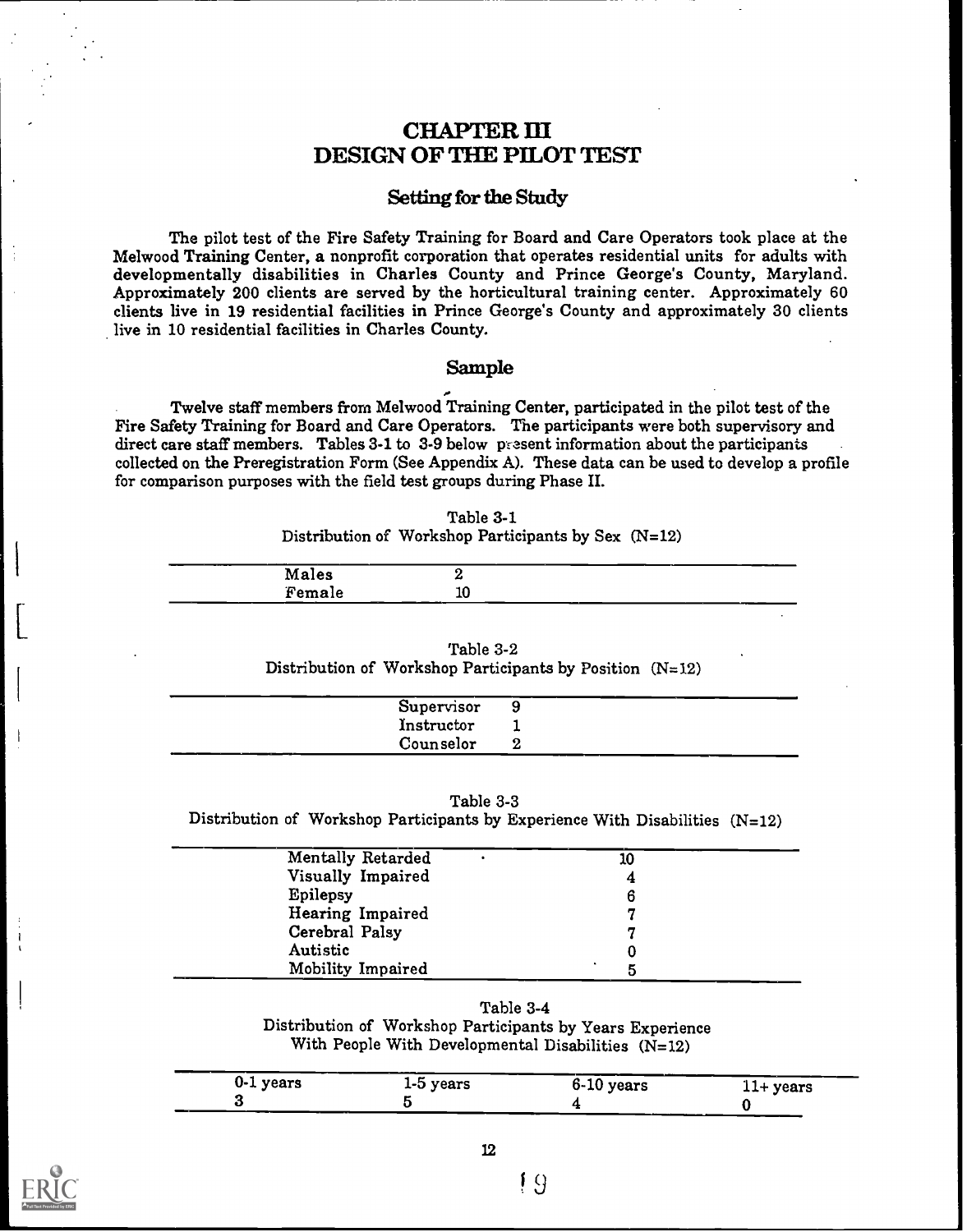# CHAPTER III
# DESIGN OF THE PILOT TEST

## Setting for the Study

The pilot test of the Fire Safety Training for Board and Care Operators took place at the Melwood Training Center, a nonprofit corporation that operates residential units for adults with developmentally disabilities in Charles County and Prince George's County, Maryland. Approximately 200 clients are served by the horticultural training center. Approximately 60 clients live in 19 residential facilities in Prince George's County and approximately 30 clients live in 10 residential facilities in Charles County.

## Sample

Twelve staff members from Melwood Training Center, participated in the pilot test of the Fire Safety Training for Board and Care Operators. The participants were both supervisory and direct care staff members. Tables 3-1 to 3-9 below present information about the participants collected on the Preregistration Form (See Appendix A). These data can be used to develop a profile for comparison purposes with the field test groups during Phase II.

Table 3-1
Distribution of Workshop Participants by Sex (N=12)

| | |
|---|---|
| Males | 2 |
| Female | 10 |

Table 3-2
Distribution of Workshop Participants by Position (N=12)

| | |
|---|---|
| Supervisor | 9 |
| Instructor | 1 |
| Counselor | 2 |

Table 3-3
Distribution of Workshop Participants by Experience With Disabilities (N=12)

| | |
|---|---|
| Mentally Retarded | 10 |
| Visually Impaired | 4 |
| Epilepsy | 6 |
| Hearing Impaired | 7 |
| Cerebral Palsy | 7 |
| Autistic | 0 |
| Mobility Impaired | 5 |

Table 3-4
Distribution of Workshop Participants by Years Experience With People With Developmental Disabilities (N=12)

| 0-1 years | 1-5 years | 6-10 years | 11+ years |
|---|---|---|---|
| 3 | 5 | 4 | 0 |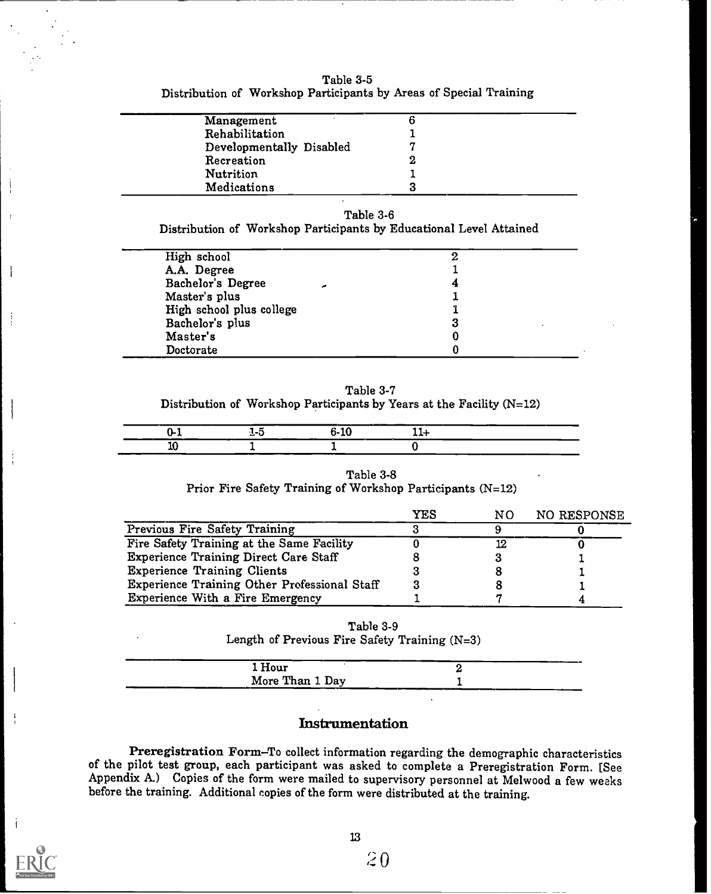Table 3-5
Distribution of Workshop Participants by Areas of Special Training

| | |
|---|---|
| Management | 6 |
| Rehabilitation | 1 |
| Developmentally Disabled | 7 |
| Recreation | 2 |
| Nutrition | 1 |
| Medications | 3 |

Table 3-6
Distribution of Workshop Participants by Educational Level Attained

| | |
|---|---|
| High school | 2 |
| A.A. Degree | 1 |
| Bachelor's Degree | 4 |
| Master's plus | 1 |
| High school plus college | 1 |
| Bachelor's plus | 3 |
| Master's | 0 |
| Doctorate | 0 |

Table 3-7
Distribution of Workshop Participants by Years at the Facility (N=12)

| 0-1 | 1-5 | 6-10 | 11+ |
|---|---|---|---|
| 10 | 1 | 1 | 0 |

Table 3-8
Prior Fire Safety Training of Workshop Participants (N=12)

| | YES | NO | NO RESPONSE |
|---|---|---|---|
| Previous Fire Safety Training | 3 | 9 | 0 |
| Fire Safety Training at the Same Facility | 0 | 12 | 0 |
| Experience Training Direct Care Staff | 8 | 3 | 1 |
| Experience Training Clients | 3 | 8 | 1 |
| Experience Training Other Professional Staff | 3 | 8 | 1 |
| Experience With a Fire Emergency | 1 | 7 | 4 |

Table 3-9
Length of Previous Fire Safety Training (N=3)

| | |
|---|---|
| 1 Hour | 2 |
| More Than 1 Day | 1 |

## Instrumentation

**Preregistration Form**–To collect information regarding the demographic characteristics of the pilot test group, each participant was asked to complete a Preregistration Form. [See Appendix A.) Copies of the form were mailed to supervisory personnel at Melwood a few weeks before the training. Additional copies of the form were distributed at the training.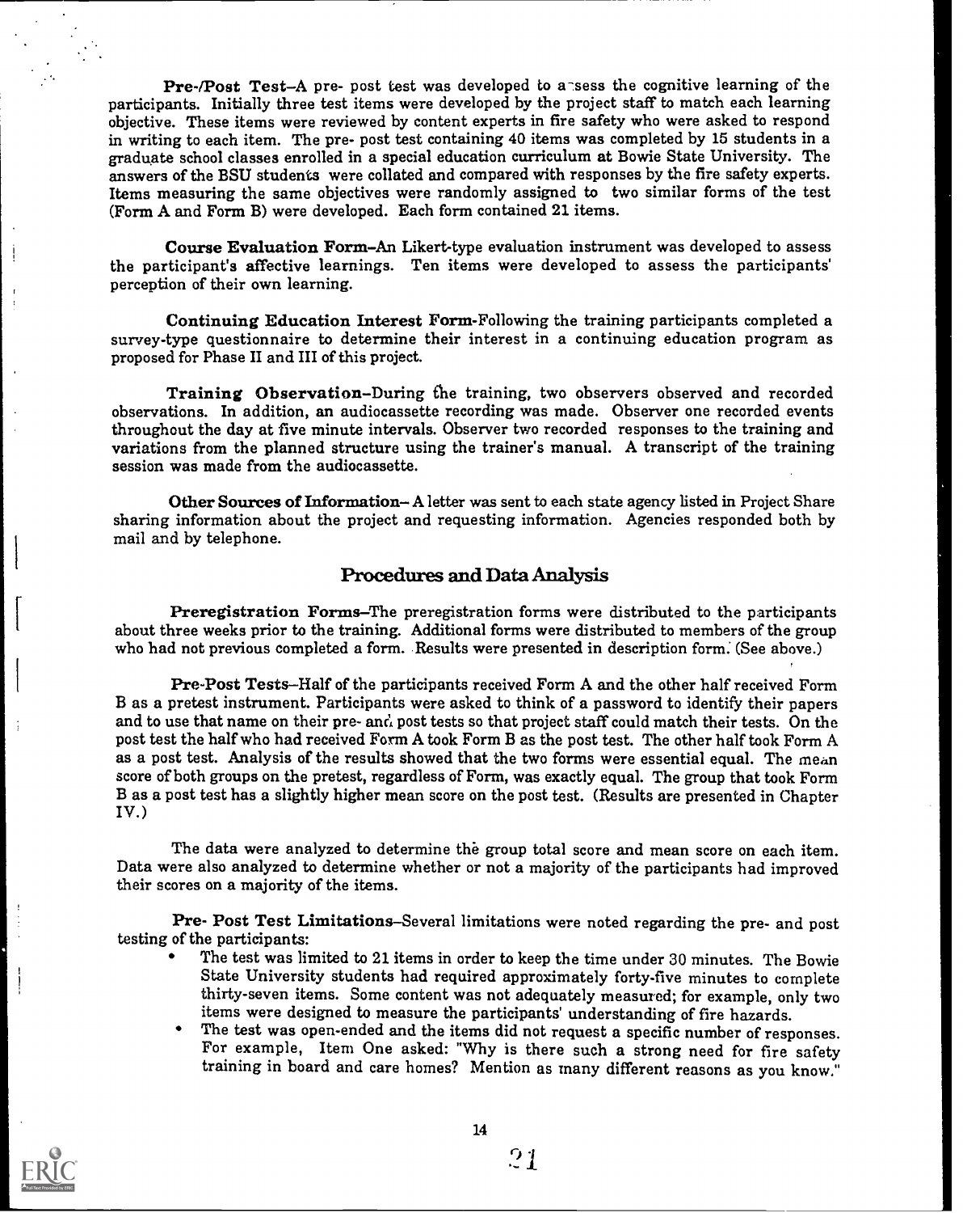**Pre-/Post Test**–A pre- post test was developed to assess the cognitive learning of the participants. Initially three test items were developed by the project staff to match each learning objective. These items were reviewed by content experts in fire safety who were asked to respond in writing to each item. The pre- post test containing 40 items was completed by 15 students in a graduate school classes enrolled in a special education curriculum at Bowie State University. The answers of the BSU students were collated and compared with responses by the fire safety experts. Items measuring the same objectives were randomly assigned to two similar forms of the test (Form A and Form B) were developed. Each form contained 21 items.

**Course Evaluation Form**–An Likert-type evaluation instrument was developed to assess the participant's affective learnings. Ten items were developed to assess the participants' perception of their own learning.

**Continuing Education Interest Form**-Following the training participants completed a survey-type questionnaire to determine their interest in a continuing education program as proposed for Phase II and III of this project.

**Training Observation**–During the training, two observers observed and recorded observations. In addition, an audiocassette recording was made. Observer one recorded events throughout the day at five minute intervals. Observer two recorded responses to the training and variations from the planned structure using the trainer's manual. A transcript of the training session was made from the audiocassette.

**Other Sources of Information**– A letter was sent to each state agency listed in Project Share sharing information about the project and requesting information. Agencies responded both by mail and by telephone.

## Procedures and Data Analysis

**Preregistration Forms**–The preregistration forms were distributed to the participants about three weeks prior to the training. Additional forms were distributed to members of the group who had not previous completed a form. Results were presented in description form. (See above.)

**Pre-Post Tests**–Half of the participants received Form A and the other half received Form B as a pretest instrument. Participants were asked to think of a password to identify their papers and to use that name on their pre- and post tests so that project staff could match their tests. On the post test the half who had received Form A took Form B as the post test. The other half took Form A as a post test. Analysis of the results showed that the two forms were essential equal. The mean score of both groups on the pretest, regardless of Form, was exactly equal. The group that took Form B as a post test has a slightly higher mean score on the post test. (Results are presented in Chapter IV.)

The data were analyzed to determine the group total score and mean score on each item. Data were also analyzed to determine whether or not a majority of the participants had improved their scores on a majority of the items.

**Pre- Post Test Limitations**–Several limitations were noted regarding the pre- and post testing of the participants:

- The test was limited to 21 items in order to keep the time under 30 minutes. The Bowie State University students had required approximately forty-five minutes to complete thirty-seven items. Some content was not adequately measured; for example, only two items were designed to measure the participants' understanding of fire hazards.
- The test was open-ended and the items did not request a specific number of responses. For example, Item One asked: "Why is there such a strong need for fire safety training in board and care homes? Mention as many different reasons as you know."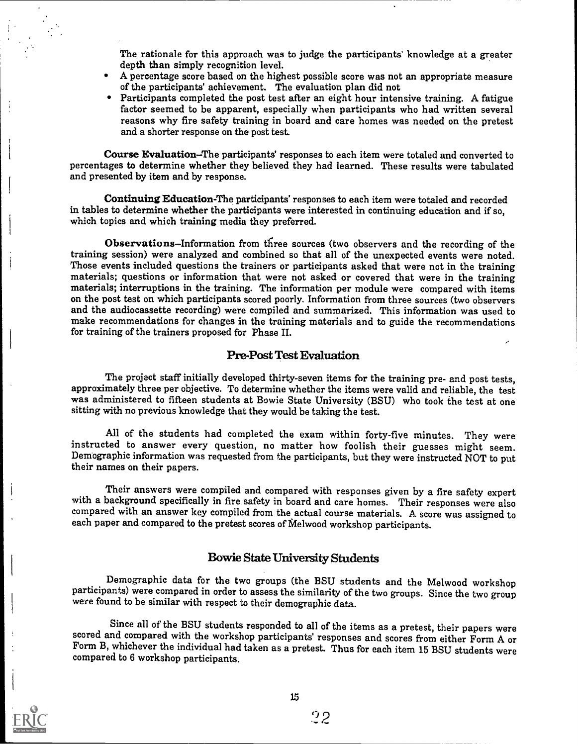The rationale for this approach was to judge the participants' knowledge at a greater depth than simply recognition level.

- A percentage score based on the highest possible score was not an appropriate measure of the participants' achievement. The evaluation plan did not
- Participants completed the post test after an eight hour intensive training. A fatigue factor seemed to be apparent, especially when participants who had written several reasons why fire safety training in board and care homes was needed on the pretest and a shorter response on the post test.

**Course Evaluation**–The participants' responses to each item were totaled and converted to percentages to determine whether they believed they had learned. These results were tabulated and presented by item and by response.

**Continuing Education**-The participants' responses to each item were totaled and recorded in tables to determine whether the participants were interested in continuing education and if so, which topics and which training media they preferred.

**Observations**–Information from three sources (two observers and the recording of the training session) were analyzed and combined so that all of the unexpected events were noted. Those events included questions the trainers or participants asked that were not in the training materials; questions or information that were not asked or covered that were in the training materials; interruptions in the training. The information per module were compared with items on the post test on which participants scored poorly. Information from three sources (two observers and the audiocassette recording) were compiled and summarized. This information was used to make recommendations for changes in the training materials and to guide the recommendations for training of the trainers proposed for Phase II.

## Pre-Post Test Evaluation

The project staff initially developed thirty-seven items for the training pre- and post tests, approximately three per objective. To determine whether the items were valid and reliable, the test was administered to fifteen students at Bowie State University (BSU) who took the test at one sitting with no previous knowledge that they would be taking the test.

All of the students had completed the exam within forty-five minutes. They were instructed to answer every question, no matter how foolish their guesses might seem. Demographic information was requested from the participants, but they were instructed NOT to put their names on their papers.

Their answers were compiled and compared with responses given by a fire safety expert with a background specifically in fire safety in board and care homes. Their responses were also compared with an answer key compiled from the actual course materials. A score was assigned to each paper and compared to the pretest scores of Melwood workshop participants.

## Bowie State University Students

Demographic data for the two groups (the BSU students and the Melwood workshop participants) were compared in order to assess the similarity of the two groups. Since the two group were found to be similar with respect to their demographic data.

Since all of the BSU students responded to all of the items as a pretest, their papers were scored and compared with the workshop participants' responses and scores from either Form A or Form B, whichever the individual had taken as a pretest. Thus for each item 15 BSU students were compared to 6 workshop participants.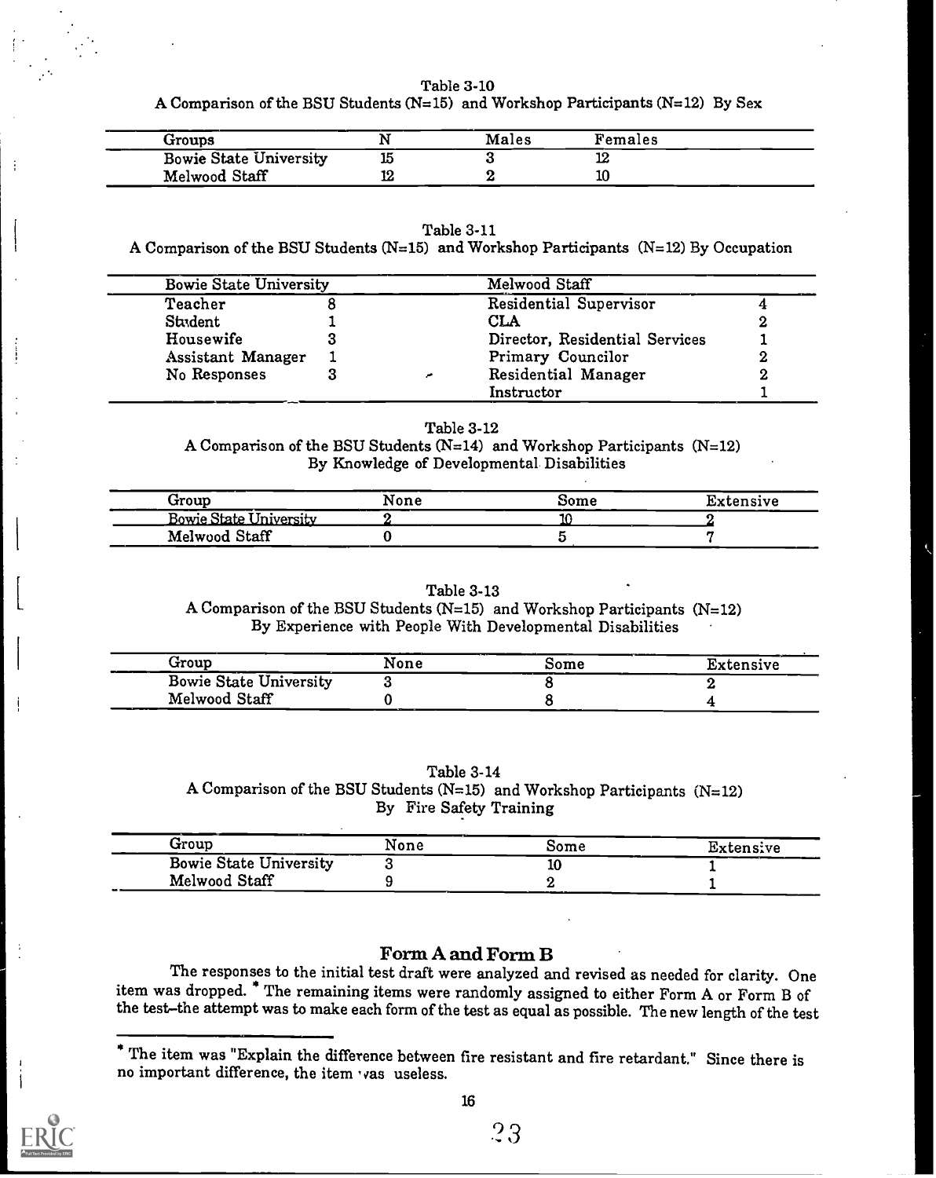Table 3-10
A Comparison of the BSU Students (N=15) and Workshop Participants (N=12) By Sex

| Groups | N | Males | Females |
|---|---|---|---|
| Bowie State University | 15 | 3 | 12 |
| Melwood Staff | 12 | 2 | 10 |

Table 3-11
A Comparison of the BSU Students (N=15) and Workshop Participants (N=12) By Occupation

| Bowie State University | | Melwood Staff | |
|---|---|---|---|
| Teacher | 8 | Residential Supervisor | 4 |
| Student | 1 | CLA | 2 |
| Housewife | 3 | Director, Residential Services | 1 |
| Assistant Manager | 1 | Primary Councilor | 2 |
| No Responses | 3 | Residential Manager | 2 |
| | | Instructor | 1 |

Table 3-12
A Comparison of the BSU Students (N=14) and Workshop Participants (N=12)
By Knowledge of Developmental Disabilities

| Group | None | Some | Extensive |
|---|---|---|---|
| Bowie State University | 2 | 10 | 2 |
| Melwood Staff | 0 | 5 | 7 |

Table 3-13
A Comparison of the BSU Students (N=15) and Workshop Participants (N=12)
By Experience with People With Developmental Disabilities

| Group | None | Some | Extensive |
|---|---|---|---|
| Bowie State University | 3 | 8 | 2 |
| Melwood Staff | 0 | 8 | 4 |

Table 3-14
A Comparison of the BSU Students (N=15) and Workshop Participants (N=12)
By Fire Safety Training

| Group | None | Some | Extensive |
|---|---|---|---|
| Bowie State University | 3 | 10 | 1 |
| Melwood Staff | 9 | 2 | 1 |

## Form A and Form B

The responses to the initial test draft were analyzed and revised as needed for clarity. One item was dropped. * The remaining items were randomly assigned to either Form A or Form B of the test–the attempt was to make each form of the test as equal as possible. The new length of the test

* The item was "Explain the difference between fire resistant and fire retardant." Since there is no important difference, the item was useless.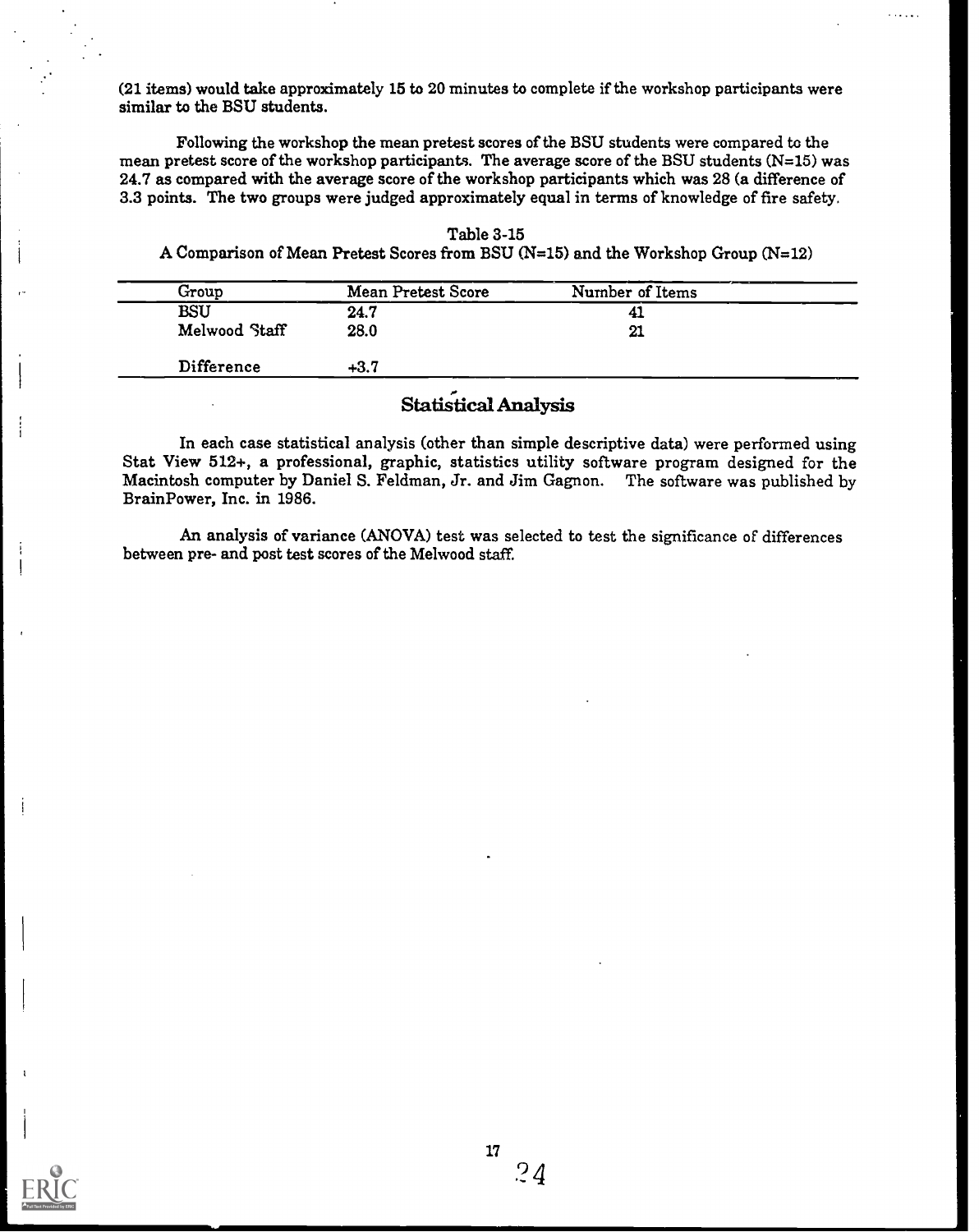(21 items) would take approximately 15 to 20 minutes to complete if the workshop participants were similar to the BSU students.

Following the workshop the mean pretest scores of the BSU students were compared to the mean pretest score of the workshop participants. The average score of the BSU students (N=15) was 24.7 as compared with the average score of the workshop participants which was 28 (a difference of 3.3 points. The two groups were judged approximately equal in terms of knowledge of fire safety.

Table 3-15
A Comparison of Mean Pretest Scores from BSU (N=15) and the Workshop Group (N=12)

| Group | Mean Pretest Score | Number of Items |
|---|---|---|
| BSU | 24.7 | 41 |
| Melwood Staff | 28.0 | 21 |
| Difference | +3.7 | |

## Statistical Analysis

In each case statistical analysis (other than simple descriptive data) were performed using Stat View 512+, a professional, graphic, statistics utility software program designed for the Macintosh computer by Daniel S. Feldman, Jr. and Jim Gagnon. The software was published by BrainPower, Inc. in 1986.

An analysis of variance (ANOVA) test was selected to test the significance of differences between pre- and post test scores of the Melwood staff.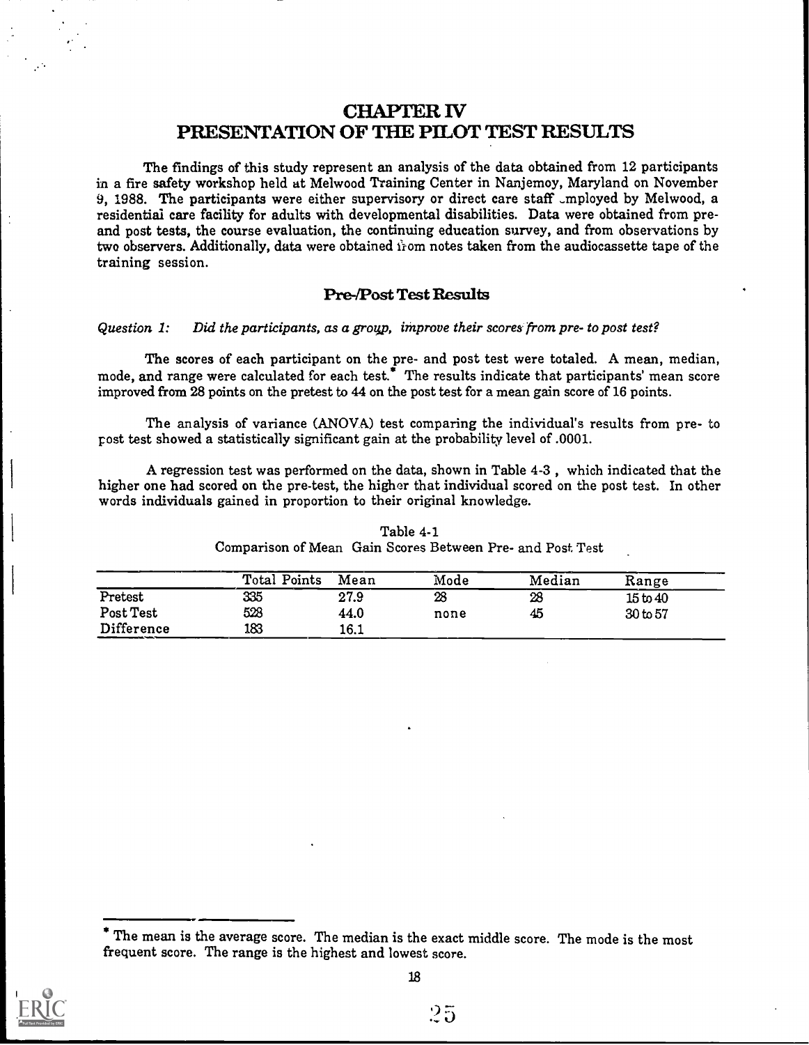# CHAPTER IV
# PRESENTATION OF THE PILOT TEST RESULTS

The findings of this study represent an analysis of the data obtained from 12 participants in a fire safety workshop held at Melwood Training Center in Nanjemoy, Maryland on November 9, 1988. The participants were either supervisory or direct care staff employed by Melwood, a residential care facility for adults with developmental disabilities. Data were obtained from pre- and post tests, the course evaluation, the continuing education survey, and from observations by two observers. Additionally, data were obtained from notes taken from the audiocassette tape of the training session.

## Pre-/Post Test Results

*Question 1: Did the participants, as a group, improve their scores from pre- to post test?*

The scores of each participant on the pre- and post test were totaled. A mean, median, mode, and range were calculated for each test.* The results indicate that participants' mean score improved from 28 points on the pretest to 44 on the post test for a mean gain score of 16 points.

The analysis of variance (ANOVA) test comparing the individual's results from pre- to post test showed a statistically significant gain at the probability level of .0001.

A regression test was performed on the data, shown in Table 4-3 , which indicated that the higher one had scored on the pre-test, the higher that individual scored on the post test. In other words individuals gained in proportion to their original knowledge.

Table 4-1
Comparison of Mean Gain Scores Between Pre- and Post Test

| | Total Points | Mean | Mode | Median | Range |
|---|---|---|---|---|---|
| Pretest | 335 | 27.9 | 28 | 28 | 15 to 40 |
| Post Test | 528 | 44.0 | none | 45 | 30 to 57 |
| Difference | 183 | 16.1 | | | |

* The mean is the average score. The median is the exact middle score. The mode is the most frequent score. The range is the highest and lowest score.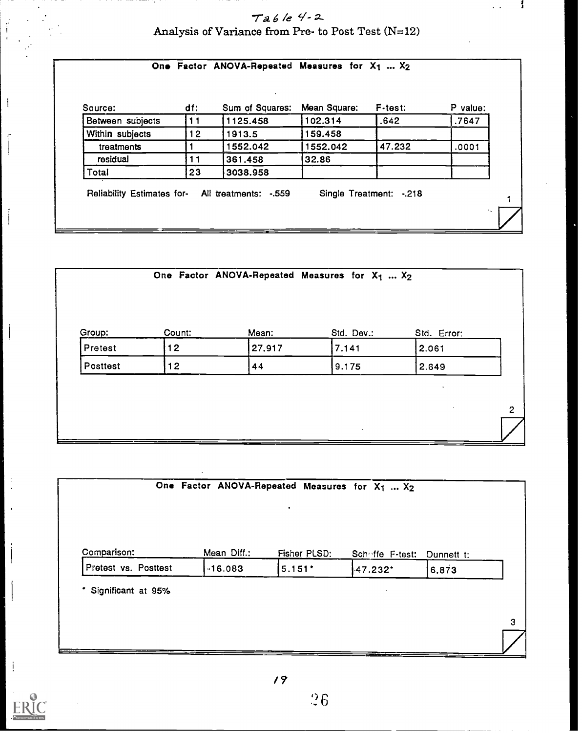Table 4-2

Analysis of Variance from Pre- to Post Test (N=12)

**One Factor ANOVA-Repeated Measures for $X_1$ ... $X_2$**

| Source: | df: | Sum of Squares: | Mean Square: | F-test: | P value: |
|---|---|---|---|---|---|
| Between subjects | 11 | 1125.458 | 102.314 | .642 | .7647 |
| Within subjects | 12 | 1913.5 | 159.458 | | |
| treatments | 1 | 1552.042 | 1552.042 | 47.232 | .0001 |
| residual | 11 | 361.458 | 32.86 | | |
| Total | 23 | 3038.958 | | | |

Reliability Estimates for- All treatments: -.559 Single Treatment: -.218

**One Factor ANOVA-Repeated Measures for $X_1$ ... $X_2$**

| Group: | Count: | Mean: | Std. Dev.: | Std. Error: |
|---|---|---|---|---|
| Pretest | 12 | 27.917 | 7.141 | 2.061 |
| Posttest | 12 | 44 | 9.175 | 2.649 |

**One Factor ANOVA-Repeated Measures for $X_1$ ... $X_2$**

| Comparison: | Mean Diff.: | Fisher PLSD: | Scheffe F-test: | Dunnett t: |
|---|---|---|---|---|
| Pretest vs. Posttest | -16.083 | 5.151* | 47.232* | 6.873 |

* Significant at 95%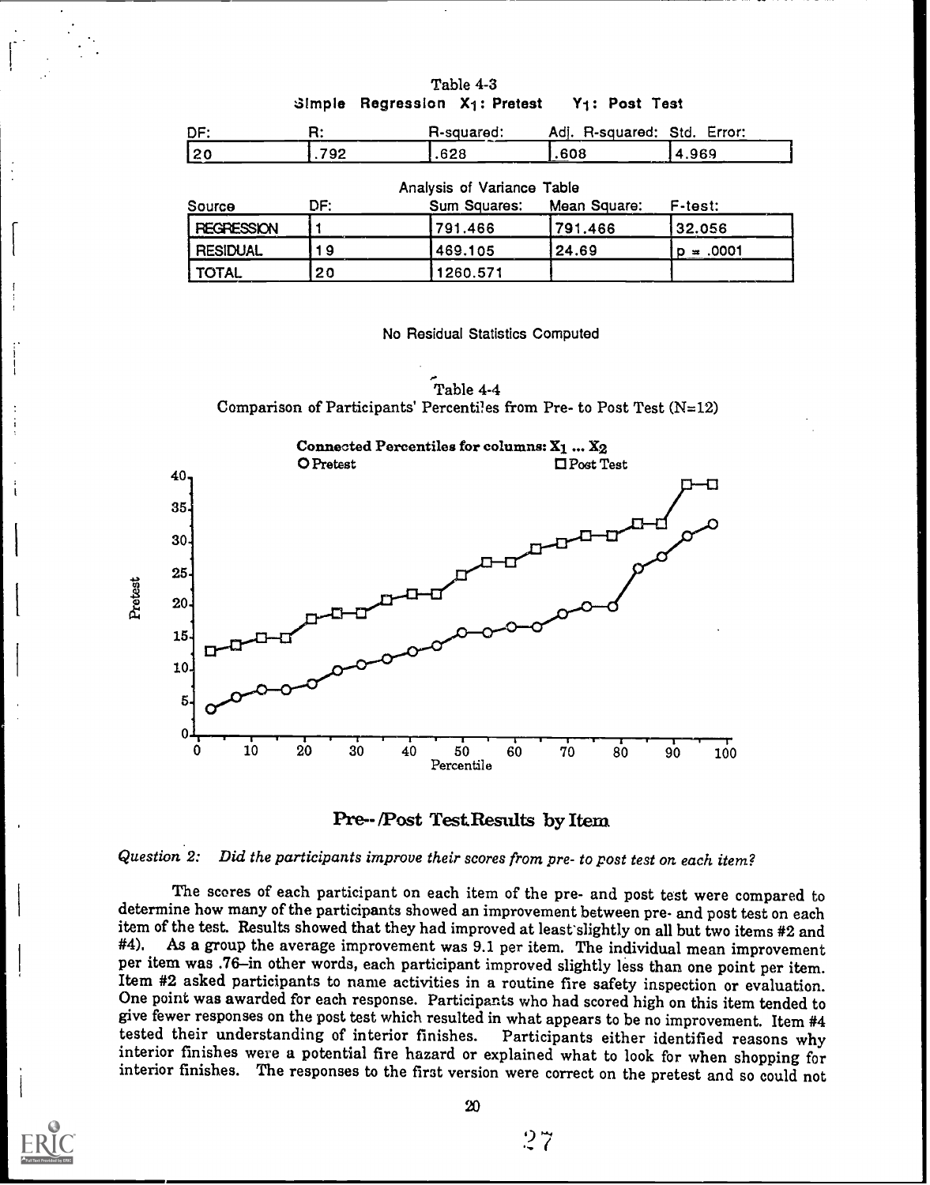Table 4-3
Simple Regression $X_1$: Pretest $Y_1$: Post Test

| DF: | R: | R-squared: | Adj. R-squared: | Std. Error: |
|---|---|---|---|---|
| 20 | .792 | .628 | .608 | 4.969 |

Analysis of Variance Table

| Source | DF: | Sum Squares: | Mean Square: | F-test: |
|---|---|---|---|---|
| REGRESSION | 1 | 791.466 | 791.466 | 32.056 |
| RESIDUAL | 19 | 469.105 | 24.69 | p = .0001 |
| TOTAL | 20 | 1260.571 | | |

No Residual Statistics Computed

Table 4-4
Comparison of Participants' Percentiles from Pre- to Post Test (N=12)

Connected Percentiles for columns: $X_1$ ... $X_2$
O Pretest
□ Post Test
Pretest
0
5
10
15
20
25
30
35
40
0 10 20 30 40 50 60 70 80 90 100
Percentile

## Pre--/Post Test Results by Item

*Question 2: Did the participants improve their scores from pre- to post test on each item?*

The scores of each participant on each item of the pre- and post test were compared to determine how many of the participants showed an improvement between pre- and post test on each item of the test. Results showed that they had improved at least slightly on all but two items #2 and #4). As a group the average improvement was 9.1 per item. The individual mean improvement per item was .76–in other words, each participant improved slightly less than one point per item. Item #2 asked participants to name activities in a routine fire safety inspection or evaluation. One point was awarded for each response. Participants who had scored high on this item tended to give fewer responses on the post test which resulted in what appears to be no improvement. Item #4 tested their understanding of interior finishes. Participants either identified reasons why interior finishes were a potential fire hazard or explained what to look for when shopping for interior finishes. The responses to the first version were correct on the pretest and so could not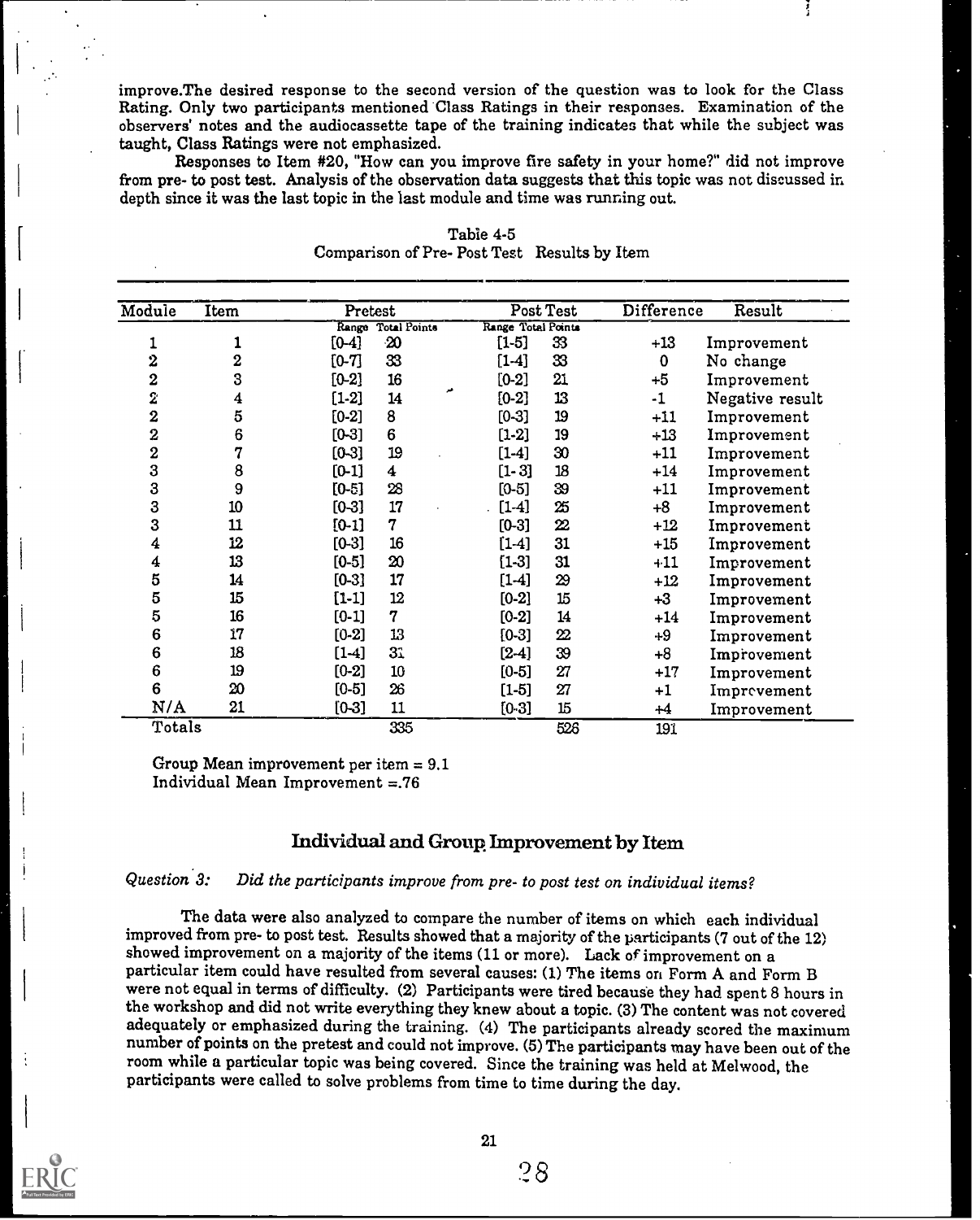improve.The desired response to the second version of the question was to look for the Class Rating. Only two participants mentioned Class Ratings in their responses. Examination of the observers' notes and the audiocassette tape of the training indicates that while the subject was taught, Class Ratings were not emphasized.

Responses to Item #20, "How can you improve fire safety in your home?" did not improve from pre- to post test. Analysis of the observation data suggests that this topic was not discussed in depth since it was the last topic in the last module and time was running out.

Table 4-5
Comparison of Pre- Post Test Results by Item

| Module | Item | Pretest | | Post Test | | Difference | Result |
|---|---|---|---|---|---|---|---|
| | | Range | Total Points | Range | Total Points | | |
| 1 | 1 | [0-4] | 20 | [1-5] | 33 | +13 | Improvement |
| 2 | 2 | [0-7] | 33 | [1-4] | 33 | 0 | No change |
| 2 | 3 | [0-2] | 16 | [0-2] | 21 | +5 | Improvement |
| 2 | 4 | [1-2] | 14 | [0-2] | 13 | -1 | Negative result |
| 2 | 5 | [0-2] | 8 | [0-3] | 19 | +11 | Improvement |
| 2 | 6 | [0-3] | 6 | [1-2] | 19 | +13 | Improvement |
| 2 | 7 | [0-3] | 19 | [1-4] | 30 | +11 | Improvement |
| 3 | 8 | [0-1] | 4 | [1-3] | 18 | +14 | Improvement |
| 3 | 9 | [0-5] | 28 | [0-5] | 39 | +11 | Improvement |
| 3 | 10 | [0-3] | 17 | [1-4] | 25 | +8 | Improvement |
| 3 | 11 | [0-1] | 7 | [0-3] | 22 | +12 | Improvement |
| 4 | 12 | [0-3] | 16 | [1-4] | 31 | +15 | Improvement |
| 4 | 13 | [0-5] | 20 | [1-3] | 31 | +11 | Improvement |
| 5 | 14 | [0-3] | 17 | [1-4] | 29 | +12 | Improvement |
| 5 | 15 | [1-1] | 12 | [0-2] | 15 | +3 | Improvement |
| 5 | 16 | [0-1] | 7 | [0-2] | 14 | +14 | Improvement |
| 6 | 17 | [0-2] | 13 | [0-3] | 22 | +9 | Improvement |
| 6 | 18 | [1-4] | 31 | [2-4] | 39 | +8 | Improvement |
| 6 | 19 | [0-2] | 10 | [0-5] | 27 | +17 | Improvement |
| 6 | 20 | [0-5] | 26 | [1-5] | 27 | +1 | Improvement |
| N/A | 21 | [0-3] | 11 | [0-3] | 15 | +4 | Improvement |
| Totals | | | 335 | | 526 | 191 | |

Group Mean improvement per item = 9.1
Individual Mean Improvement =.76

## Individual and Group Improvement by Item

*Question 3: Did the participants improve from pre- to post test on individual items?*

The data were also analyzed to compare the number of items on which each individual improved from pre- to post test. Results showed that a majority of the participants (7 out of the 12) showed improvement on a majority of the items (11 or more). Lack of improvement on a particular item could have resulted from several causes: (1) The items on Form A and Form B were not equal in terms of difficulty. (2) Participants were tired because they had spent 8 hours in the workshop and did not write everything they knew about a topic. (3) The content was not covered adequately or emphasized during the training. (4) The participants already scored the maximum number of points on the pretest and could not improve. (5) The participants may have been out of the room while a particular topic was being covered. Since the training was held at Melwood, the participants were called to solve problems from time to time during the day.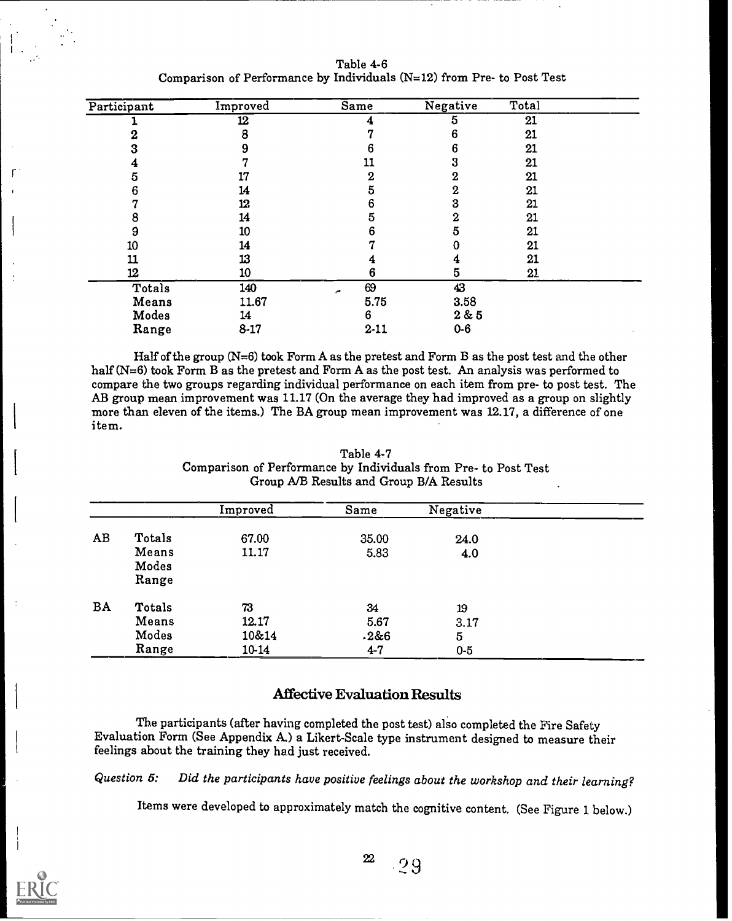Table 4-6
Comparison of Performance by Individuals (N=12) from Pre- to Post Test

| Participant | Improved | Same | Negative | Total |
|---|---|---|---|---|
| 1 | 12 | 4 | 5 | 21 |
| 2 | 8 | 7 | 6 | 21 |
| 3 | 9 | 6 | 6 | 21 |
| 4 | 7 | 11 | 3 | 21 |
| 5 | 17 | 2 | 2 | 21 |
| 6 | 14 | 5 | 2 | 21 |
| 7 | 12 | 6 | 3 | 21 |
| 8 | 14 | 5 | 2 | 21 |
| 9 | 10 | 6 | 5 | 21 |
| 10 | 14 | 7 | 0 | 21 |
| 11 | 13 | 4 | 4 | 21 |
| 12 | 10 | 6 | 5 | 21 |
| Totals | 140 | 69 | 43 | |
| Means | 11.67 | 5.75 | 3.58 | |
| Modes | 14 | 6 | 2 & 5 | |
| Range | 8-17 | 2-11 | 0-6 | |

Half of the group (N=6) took Form A as the pretest and Form B as the post test and the other half (N=6) took Form B as the pretest and Form A as the post test. An analysis was performed to compare the two groups regarding individual performance on each item from pre- to post test. The AB group mean improvement was 11.17 (On the average they had improved as a group on slightly more than eleven of the items.) The BA group mean improvement was 12.17, a difference of one item.

Table 4-7
Comparison of Performance by Individuals from Pre- to Post Test
Group A/B Results and Group B/A Results

| | | Improved | Same | Negative |
|---|---|---|---|---|
| AB | Totals | 67.00 | 35.00 | 24.0 |
| | Means | 11.17 | 5.83 | 4.0 |
| | Modes | | | |
| | Range | | | |
| BA | Totals | 73 | 34 | 19 |
| | Means | 12.17 | 5.67 | 3.17 |
| | Modes | 10&14 | .2&6 | 5 |
| | Range | 10-14 | 4-7 | 0-5 |

## Affective Evaluation Results

The participants (after having completed the post test) also completed the Fire Safety Evaluation Form (See Appendix A.) a Likert-Scale type instrument designed to measure their feelings about the training they had just received.

*Question 5: Did the participants have positive feelings about the workshop and their learning?*

Items were developed to approximately match the cognitive content. (See Figure 1 below.)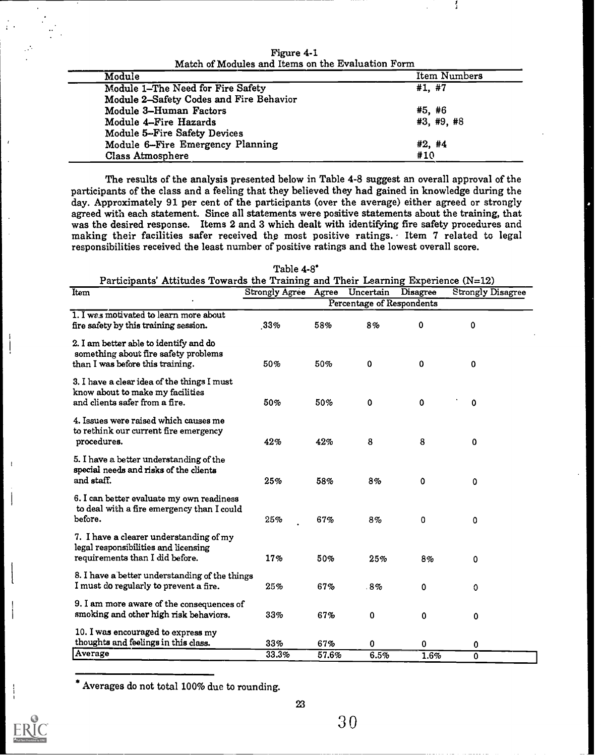Figure 4-1
Match of Modules and Items on the Evaluation Form

| Module | Item Numbers |
|---|---|
| Module 1–The Need for Fire Safety | #1, #7 |
| Module 2–Safety Codes and Fire Behavior | |
| Module 3–Human Factors | #5, #6 |
| Module 4–Fire Hazards | #3, #9, #8 |
| Module 5–Fire Safety Devices | |
| Module 6–Fire Emergency Planning | #2, #4 |
| Class Atmosphere | #10 |

The results of the analysis presented below in Table 4-8 suggest an overall approval of the participants of the class and a feeling that they believed they had gained in knowledge during the day. Approximately 91 per cent of the participants (over the average) either agreed or strongly agreed with each statement. Since all statements were positive statements about the training, that was the desired response. Items 2 and 3 which dealt with identifying fire safety procedures and making their facilities safer received the most positive ratings. Item 7 related to legal responsibilities received the least number of positive ratings and the lowest overall score.

Table 4-8*
Participants' Attitudes Towards the Training and Their Learning Experience (N=12)

| Item | Strongly Agree | Agree | Uncertain | Disagree | Strongly Disagree |
|---|---|---|---|---|---|
| | Percentage of Respondents | | | | |
| 1. I was motivated to learn more about fire safety by this training session. | .33% | 58% | 8% | 0 | 0 |
| 2. I am better able to identify and do something about fire safety problems than I was before this training. | 50% | 50% | 0 | 0 | 0 |
| 3. I have a clear idea of the things I must know about to make my facilities and clients safer from a fire. | 50% | 50% | 0 | 0 | 0 |
| 4. Issues were raised which causes me to rethink our current fire emergency procedures. | 42% | 42% | 8 | 8 | 0 |
| 5. I have a better understanding of the special needs and risks of the clients and staff. | 25% | 58% | 8% | 0 | 0 |
| 6. I can better evaluate my own readiness to deal with a fire emergency than I could before. | 25% | 67% | 8% | 0 | 0 |
| 7. I have a clearer understanding of my legal responsibilities and licensing requirements than I did before. | 17% | 50% | 25% | 8% | 0 |
| 8. I have a better understanding of the things I must do regularly to prevent a fire. | 25% | 67% | .8% | 0 | 0 |
| 9. I am more aware of the consequences of smoking and other high risk behaviors. | 33% | 67% | 0 | 0 | 0 |
| 10. I was encouraged to express my thoughts and feelings in this class. | 33% | 67% | 0 | 0 | 0 |
| Average | 33.3% | 57.6% | 6.5% | 1.6% | 0 |

* Averages do not total 100% due to rounding.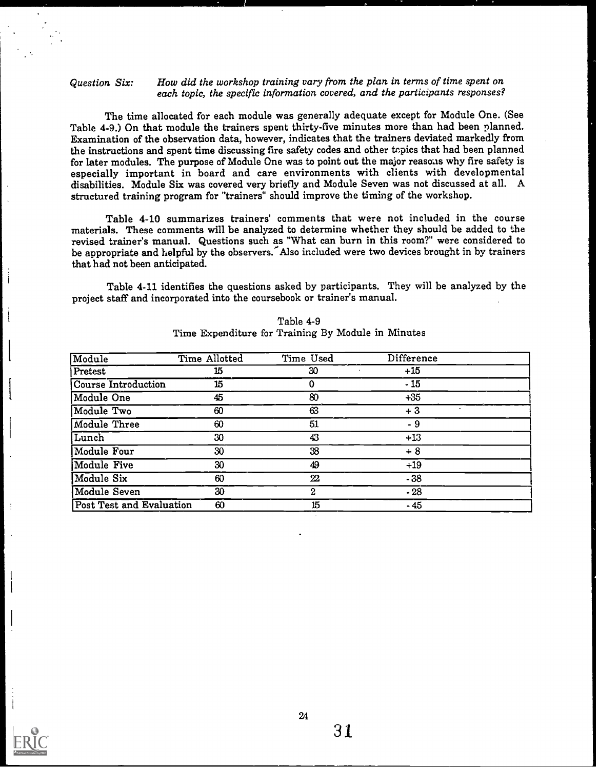*Question Six:* *How did the workshop training vary from the plan in terms of time spent on each topic, the specific information covered, and the participants responses?*

The time allocated for each module was generally adequate except for Module One. (See Table 4-9.) On that module the trainers spent thirty-five minutes more than had been planned. Examination of the observation data, however, indicates that the trainers deviated markedly from the instructions and spent time discussing fire safety codes and other topics that had been planned for later modules. The purpose of Module One was to point out the major reasons why fire safety is especially important in board and care environments with clients with developmental disabilities. Module Six was covered very briefly and Module Seven was not discussed at all. A structured training program for "trainers" should improve the timing of the workshop.

Table 4-10 summarizes trainers' comments that were not included in the course materials. These comments will be analyzed to determine whether they should be added to the revised trainer's manual. Questions such as "What can burn in this room?" were considered to be appropriate and helpful by the observers. Also included were two devices brought in by trainers that had not been anticipated.

Table 4-11 identifies the questions asked by participants. They will be analyzed by the project staff and incorporated into the coursebook or trainer's manual.

Table 4-9
Time Expenditure for Training By Module in Minutes

| Module | Time Allotted | Time Used | Difference |
|---|---|---|---|
| Pretest | 15 | 30 | +15 |
| Course Introduction | 15 | 0 | - 15 |
| Module One | 45 | 80 | +35 |
| Module Two | 60 | 63 | + 3 |
| Module Three | 60 | 51 | - 9 |
| Lunch | 30 | 43 | +13 |
| Module Four | 30 | 38 | + 8 |
| Module Five | 30 | 49 | +19 |
| Module Six | 60 | 22 | - 38 |
| Module Seven | 30 | 2 | - 28 |
| Post Test and Evaluation | 60 | 15 | - 45 |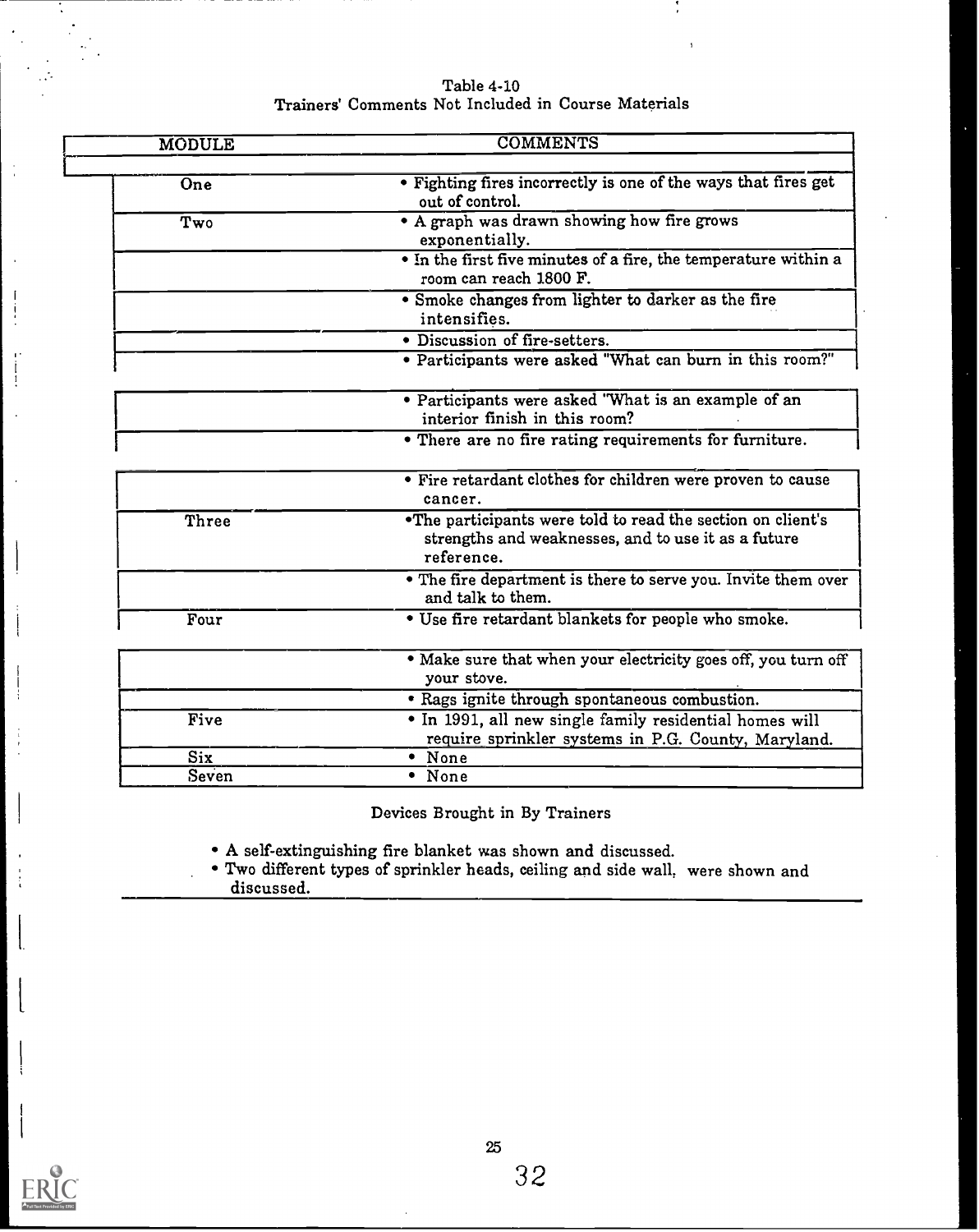Table 4-10
Trainers' Comments Not Included in Course Materials

| MODULE | COMMENTS |
|---|---|
| One | • Fighting fires incorrectly is one of the ways that fires get out of control. |
| Two | • A graph was drawn showing how fire grows exponentially. |
| | • In the first five minutes of a fire, the temperature within a room can reach 1800 F. |
| | • Smoke changes from lighter to darker as the fire intensifies. |
| | • Discussion of fire-setters. |
| | • Participants were asked "What can burn in this room?" |
| | • Participants were asked "What is an example of an interior finish in this room? |
| | • There are no fire rating requirements for furniture. |
| | • Fire retardant clothes for children were proven to cause cancer. |
| Three | •The participants were told to read the section on client's strengths and weaknesses, and to use it as a future reference. |
| | • The fire department is there to serve you. Invite them over and talk to them. |
| Four | • Use fire retardant blankets for people who smoke. |
| | • Make sure that when your electricity goes off, you turn off your stove. |
| | • Rags ignite through spontaneous combustion. |
| Five | • In 1991, all new single family residential homes will require sprinkler systems in P.G. County, Maryland. |
| Six | • None |
| Seven | • None |

Devices Brought in By Trainers

- A self-extinguishing fire blanket was shown and discussed.
- Two different types of sprinkler heads, ceiling and side wall, were shown and discussed.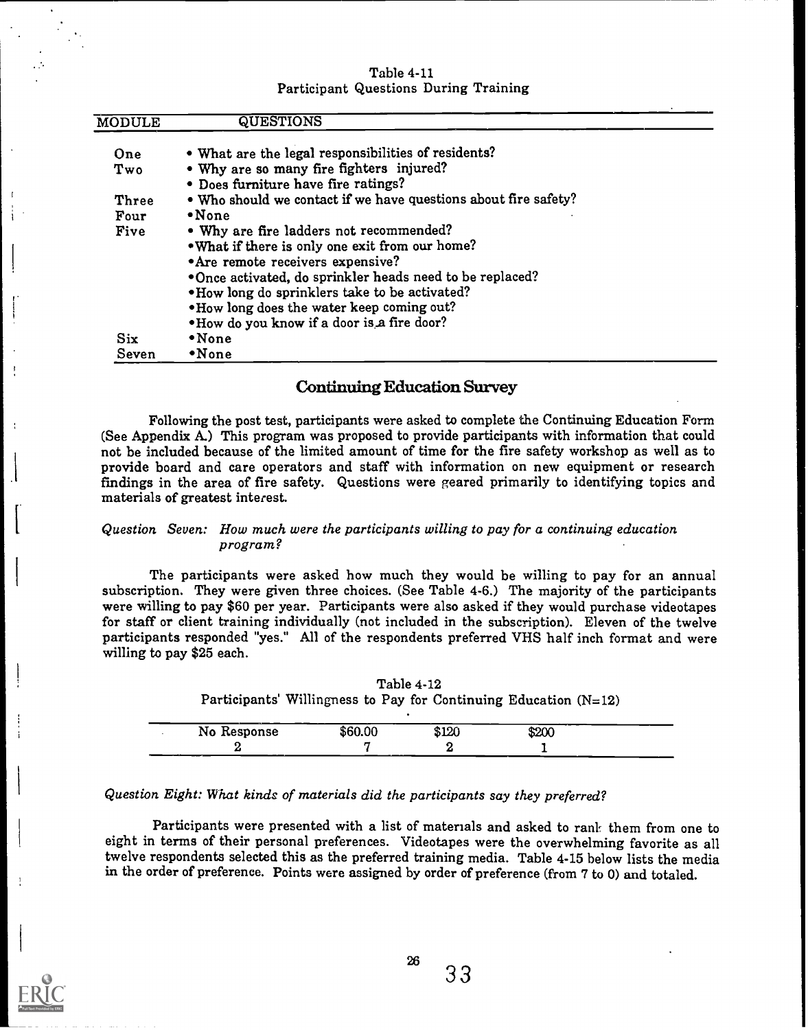Table 4-11
Participant Questions During Training

| MODULE | QUESTIONS |
|---|---|
| One | • What are the legal responsibilities of residents? |
| Two | • Why are so many fire fighters injured?<br>• Does furniture have fire ratings? |
| Three | • Who should we contact if we have questions about fire safety? |
| Four | • None |
| Five | • Why are fire ladders not recommended?<br>• What if there is only one exit from our home?<br>• Are remote receivers expensive?<br>• Once activated, do sprinkler heads need to be replaced?<br>• How long do sprinklers take to be activated?<br>• How long does the water keep coming out?<br>• How do you know if a door is a fire door? |
| Six | • None |
| Seven | • None |

## Continuing Education Survey

Following the post test, participants were asked to complete the Continuing Education Form (See Appendix A.) This program was proposed to provide participants with information that could not be included because of the limited amount of time for the fire safety workshop as well as to provide board and care operators and staff with information on new equipment or research findings in the area of fire safety. Questions were geared primarily to identifying topics and materials of greatest interest.

*Question Seven: How much were the participants willing to pay for a continuing education program?*

The participants were asked how much they would be willing to pay for an annual subscription. They were given three choices. (See Table 4-6.) The majority of the participants were willing to pay $60 per year. Participants were also asked if they would purchase videotapes for staff or client training individually (not included in the subscription). Eleven of the twelve participants responded "yes." All of the respondents preferred VHS half inch format and were willing to pay $25 each.

Table 4-12
Participants' Willingness to Pay for Continuing Education (N=12)

| No Response | $60.00 | $120 | $200 |
|---|---|---|---|
| 2 | 7 | 2 | 1 |

*Question Eight: What kinds of materials did the participants say they preferred?*

Participants were presented with a list of materials and asked to rank them from one to eight in terms of their personal preferences. Videotapes were the overwhelming favorite as all twelve respondents selected this as the preferred training media. Table 4-15 below lists the media in the order of preference. Points were assigned by order of preference (from 7 to 0) and totaled.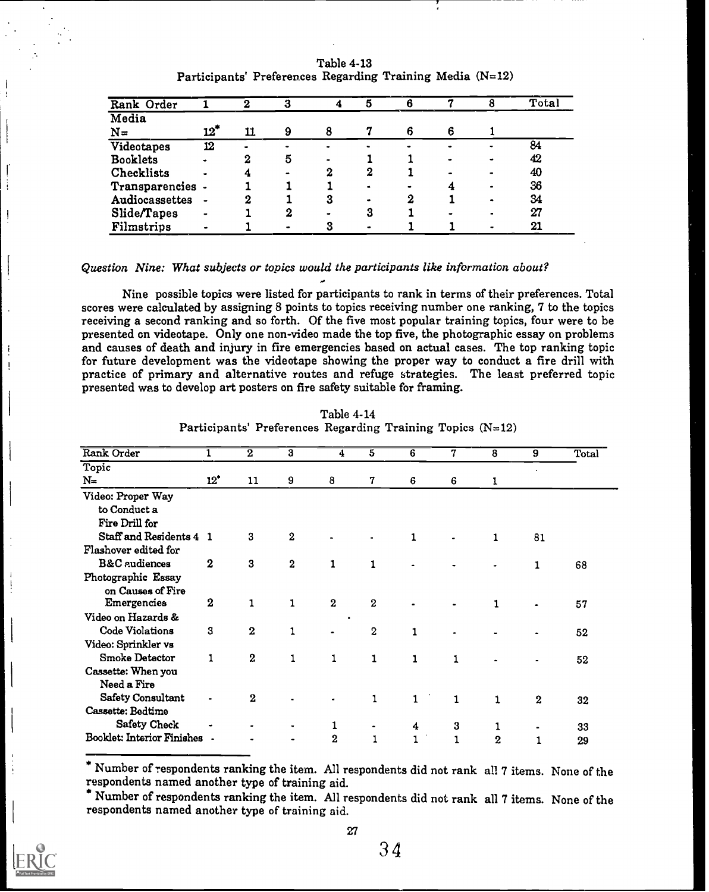Table 4-13
Participants' Preferences Regarding Training Media (N=12)

| Rank Order | 1 | 2 | 3 | 4 | 5 | 6 | 7 | 8 | Total |
|---|---|---|---|---|---|---|---|---|---|
| Media N= | 12* | 11 | 9 | 8 | 7 | 6 | 6 | 1 | |
| Videotapes | 12 | - | - | - | - | - | - | - | 84 |
| Booklets | - | 2 | 5 | - | 1 | 1 | - | - | 42 |
| Checklists | - | 4 | - | 2 | 2 | 1 | - | - | 40 |
| Transparencies | - | 1 | 1 | 1 | - | - | 4 | - | 36 |
| Audiocassettes | - | 2 | 1 | 3 | - | 2 | 1 | - | 34 |
| Slide/Tapes | - | 1 | 2 | - | 3 | 1 | - | - | 27 |
| Filmstrips | - | 1 | - | 3 | - | 1 | 1 | - | 21 |

*Question Nine: What subjects or topics would the participants like information about?*

Nine possible topics were listed for participants to rank in terms of their preferences. Total scores were calculated by assigning 8 points to topics receiving number one ranking, 7 to the topics receiving a second ranking and so forth. Of the five most popular training topics, four were to be presented on videotape. Only one non-video made the top five, the photographic essay on problems and causes of death and injury in fire emergencies based on actual cases. The top ranking topic for future development was the videotape showing the proper way to conduct a fire drill with practice of primary and alternative routes and refuge strategies. The least preferred topic presented was to develop art posters on fire safety suitable for framing.

Table 4-14
Participants' Preferences Regarding Training Topics (N=12)

| Rank Order | 1 | 2 | 3 | 4 | 5 | 6 | 7 | 8 | 9 | Total |
|---|---|---|---|---|---|---|---|---|---|---|
| Topic N= | 12* | 11 | 9 | 8 | 7 | 6 | 6 | 1 | | |
| Video: Proper Way to Conduct a Fire Drill for Staff and Residents 4 | 1 | 3 | 2 | - | - | 1 | - | 1 | 81 | |
| Flashover edited for B&C audiences | 2 | 3 | 2 | 1 | 1 | - | - | - | 1 | 68 |
| Photographic Essay on Causes of Fire Emergencies | 2 | 1 | 1 | 2 | 2 | - | - | 1 | - | 57 |
| Video on Hazards & Code Violations | 3 | 2 | 1 | - | 2 | 1 | - | - | - | 52 |
| Video: Sprinkler vs Smoke Detector | 1 | 2 | 1 | 1 | 1 | 1 | 1 | - | - | 52 |
| Cassette: When you Need a Fire Safety Consultant | - | 2 | - | - | 1 | 1 | 1 | 1 | 2 | 32 |
| Cassette: Bedtime Safety Check | - | - | - | 1 | - | 4 | 3 | 1 | - | 33 |
| Booklet: Interior Finishes | - | - | - | 2 | 1 | 1 | 1 | 2 | 1 | 29 |

\* Number of respondents ranking the item. All respondents did not rank all 7 items. None of the respondents named another type of training aid.

\* Number of respondents ranking the item. All respondents did not rank all 7 items. None of the respondents named another type of training aid.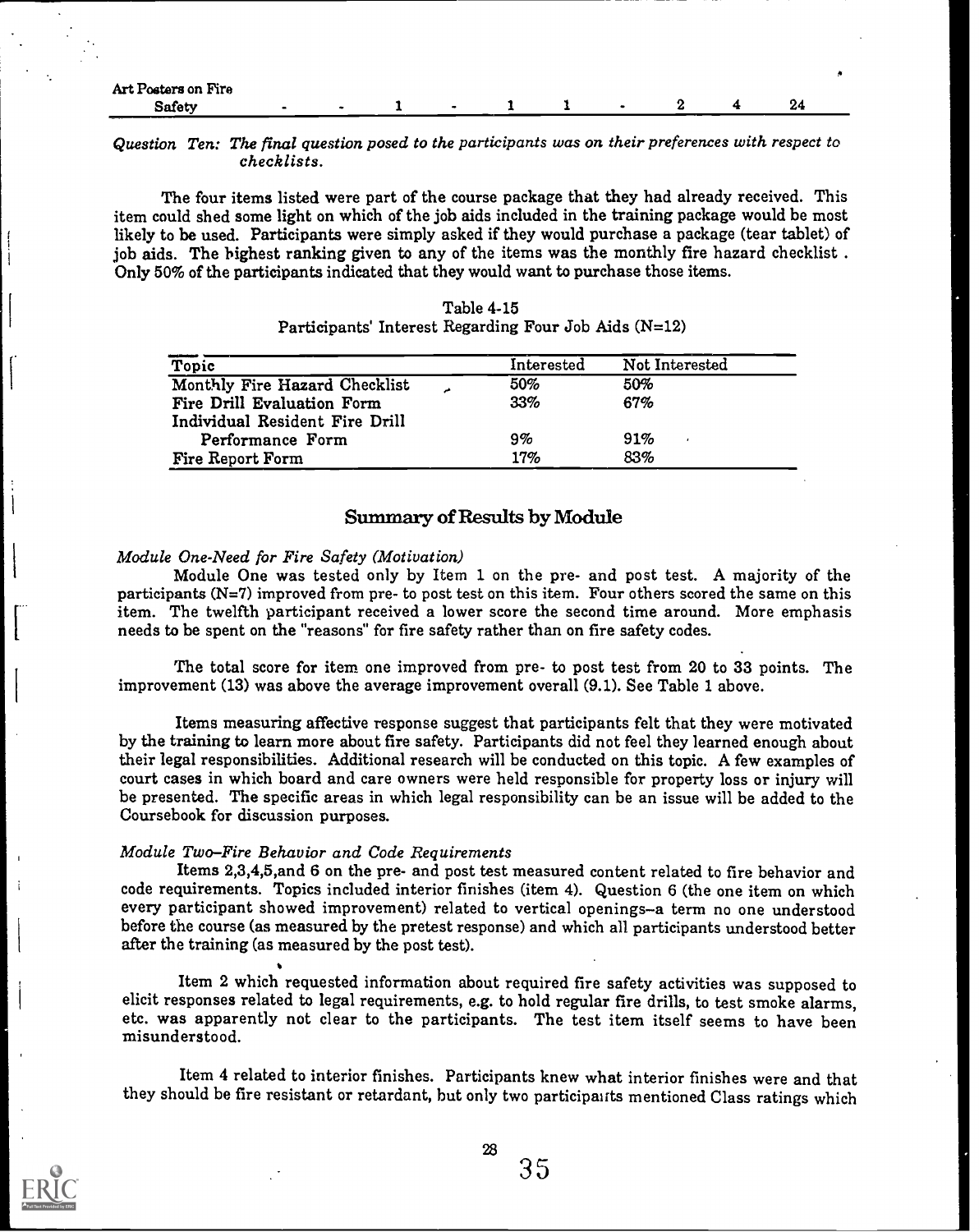| | | | | | | | | | | |
|---|---|---|---|---|---|---|---|---|---|---|
| Art Posters on Fire Safety | - | - | 1 | - | 1 | 1 | - | 2 | 4 | 24 |

*Question Ten: The final question posed to the participants was on their preferences with respect to checklists.*

The four items listed were part of the course package that they had already received. This item could shed some light on which of the job aids included in the training package would be most likely to be used. Participants were simply asked if they would purchase a package (tear tablet) of job aids. The highest ranking given to any of the items was the monthly fire hazard checklist . Only 50% of the participants indicated that they would want to purchase those items.

Table 4-15
Participants' Interest Regarding Four Job Aids (N=12)

| Topic | Interested | Not Interested |
|---|---|---|
| Monthly Fire Hazard Checklist | 50% | 50% |
| Fire Drill Evaluation Form | 33% | 67% |
| Individual Resident Fire Drill Performance Form | 9% | 91% |
| Fire Report Form | 17% | 83% |

## Summary of Results by Module

*Module One-Need for Fire Safety (Motivation)*

Module One was tested only by Item 1 on the pre- and post test. A majority of the participants (N=7) improved from pre- to post test on this item. Four others scored the same on this item. The twelfth participant received a lower score the second time around. More emphasis needs to be spent on the "reasons" for fire safety rather than on fire safety codes.

The total score for item one improved from pre- to post test from 20 to 33 points. The improvement (13) was above the average improvement overall (9.1). See Table 1 above.

Items measuring affective response suggest that participants felt that they were motivated by the training to learn more about fire safety. Participants did not feel they learned enough about their legal responsibilities. Additional research will be conducted on this topic. A few examples of court cases in which board and care owners were held responsible for property loss or injury will be presented. The specific areas in which legal responsibility can be an issue will be added to the Coursebook for discussion purposes.

*Module Two–Fire Behavior and Code Requirements*

Items 2,3,4,5,and 6 on the pre- and post test measured content related to fire behavior and code requirements. Topics included interior finishes (item 4). Question 6 (the one item on which every participant showed improvement) related to vertical openings–a term no one understood before the course (as measured by the pretest response) and which all participants understood better after the training (as measured by the post test).

Item 2 which requested information about required fire safety activities was supposed to elicit responses related to legal requirements, e.g. to hold regular fire drills, to test smoke alarms, etc. was apparently not clear to the participants. The test item itself seems to have been misunderstood.

Item 4 related to interior finishes. Participants knew what interior finishes were and that they should be fire resistant or retardant, but only two participants mentioned Class ratings which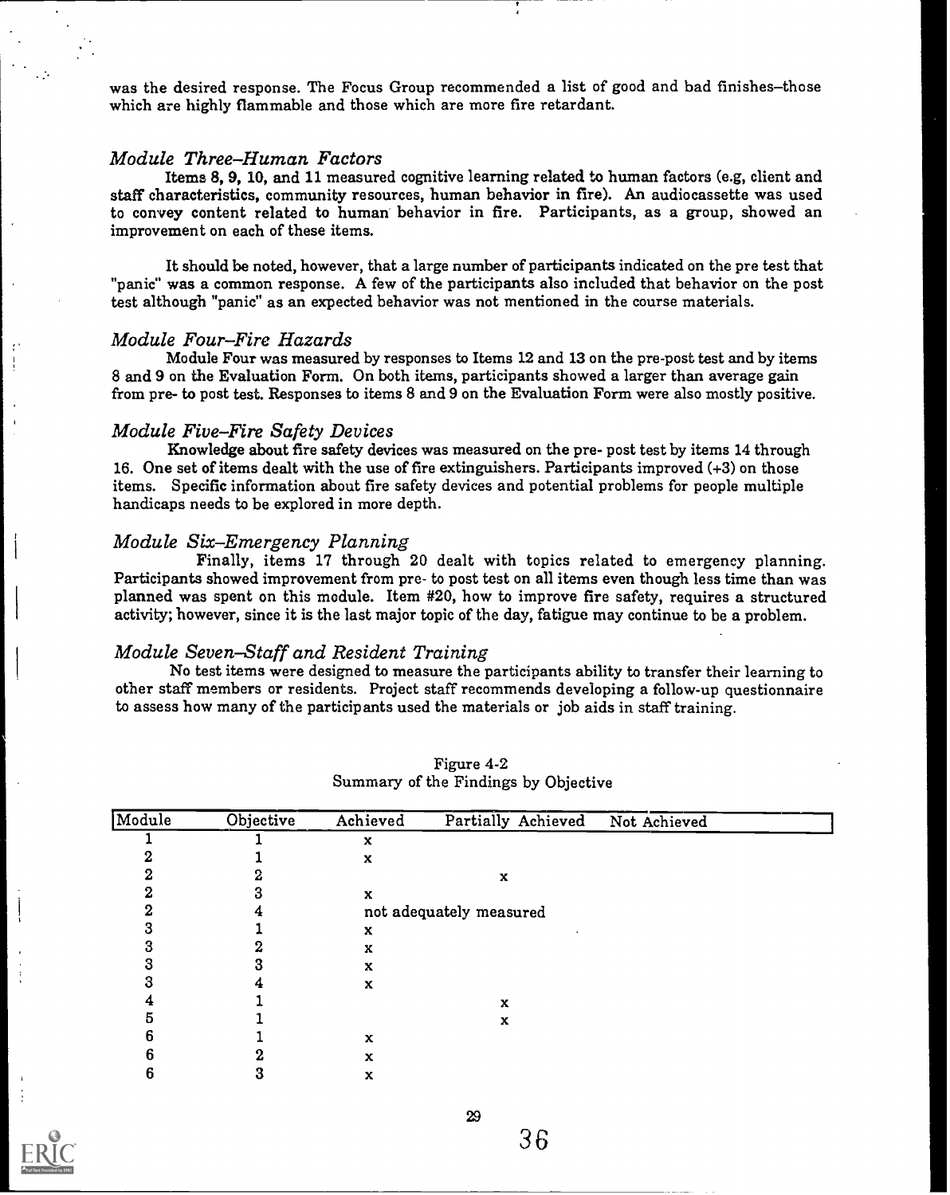was the desired response. The Focus Group recommended a list of good and bad finishes–those which are highly flammable and those which are more fire retardant.

### *Module Three–Human Factors*

Items 8, 9, 10, and 11 measured cognitive learning related to human factors (e.g, client and staff characteristics, community resources, human behavior in fire). An audiocassette was used to convey content related to human behavior in fire. Participants, as a group, showed an improvement on each of these items.

It should be noted, however, that a large number of participants indicated on the pre test that "panic" was a common response. A few of the participants also included that behavior on the post test although "panic" as an expected behavior was not mentioned in the course materials.

### *Module Four–Fire Hazards*

Module Four was measured by responses to Items 12 and 13 on the pre-post test and by items 8 and 9 on the Evaluation Form. On both items, participants showed a larger than average gain from pre- to post test. Responses to items 8 and 9 on the Evaluation Form were also mostly positive.

### *Module Five–Fire Safety Devices*

Knowledge about fire safety devices was measured on the pre- post test by items 14 through 16. One set of items dealt with the use of fire extinguishers. Participants improved (+3) on those items. Specific information about fire safety devices and potential problems for people multiple handicaps needs to be explored in more depth.

### *Module Six–Emergency Planning*

Finally, items 17 through 20 dealt with topics related to emergency planning. Participants showed improvement from pre- to post test on all items even though less time than was planned was spent on this module. Item #20, how to improve fire safety, requires a structured activity; however, since it is the last major topic of the day, fatigue may continue to be a problem.

### *Module Seven–Staff and Resident Training*

No test items were designed to measure the participants ability to transfer their learning to other staff members or residents. Project staff recommends developing a follow-up questionnaire to assess how many of the participants used the materials or job aids in staff training.

Figure 4-2
Summary of the Findings by Objective

| Module | Objective | Achieved | Partially Achieved | Not Achieved |
|---|---|---|---|---|
| 1 | 1 | x | | |
| 2 | 1 | x | | |
| 2 | 2 | | x | |
| 2 | 3 | x | | |
| 2 | 4 | not adequately measured | | |
| 3 | 1 | x | | |
| 3 | 2 | x | | |
| 3 | 3 | x | | |
| 3 | 4 | x | | |
| 4 | 1 | | x | |
| 5 | 1 | | x | |
| 6 | 1 | x | | |
| 6 | 2 | x | | |
| 6 | 3 | x | | |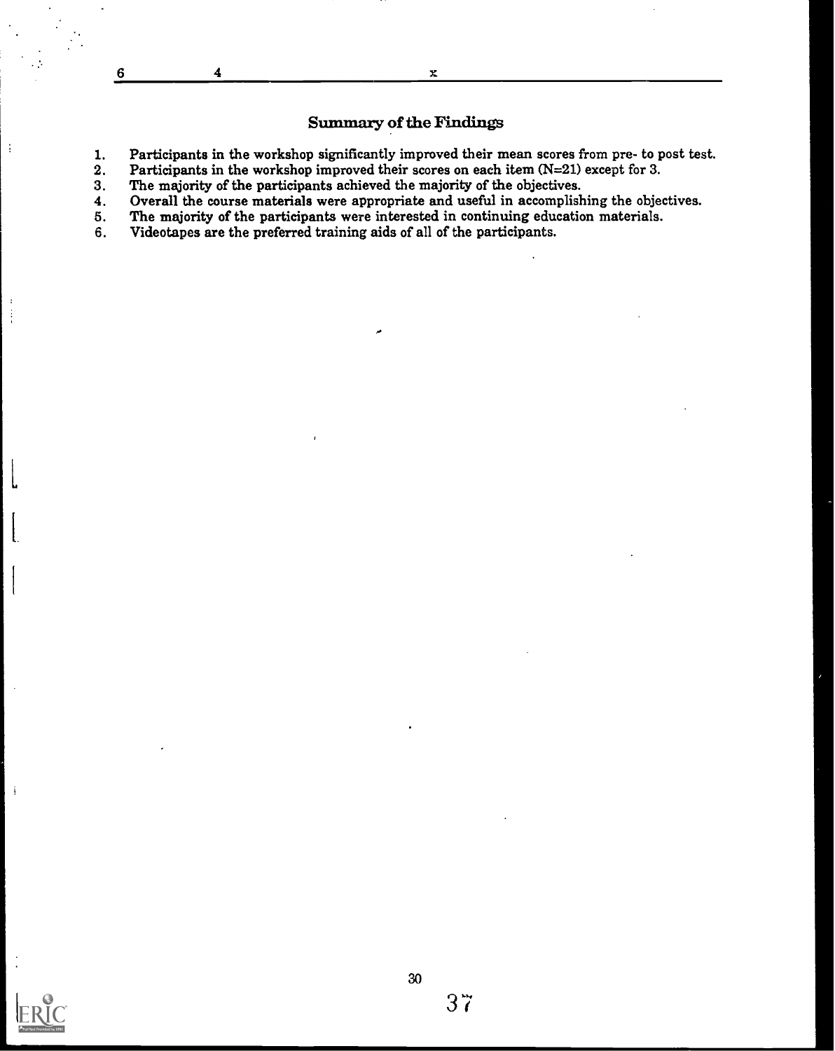## Summary of the Findings

1. Participants in the workshop significantly improved their mean scores from pre- to post test.
2. Participants in the workshop improved their scores on each item (N=21) except for 3.
3. The majority of the participants achieved the majority of the objectives.
4. Overall the course materials were appropriate and useful in accomplishing the objectives.
5. The majority of the participants were interested in continuing education materials.
6. Videotapes are the preferred training aids of all of the participants.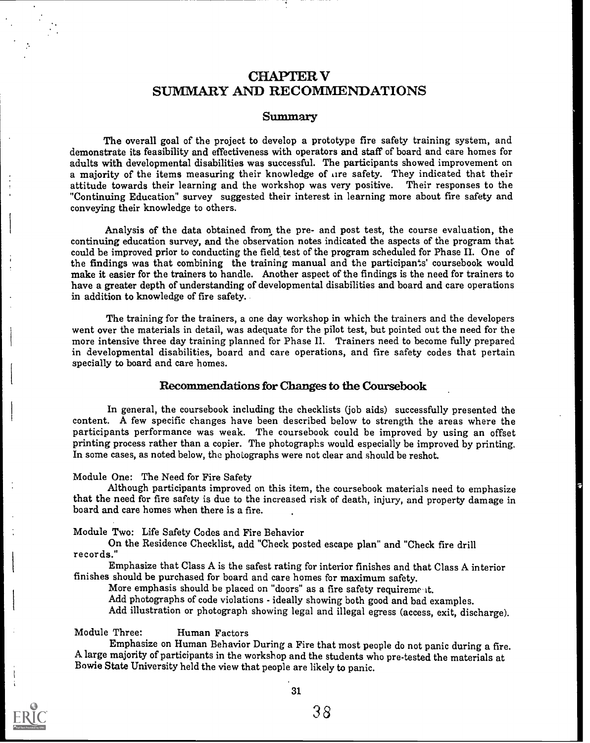# CHAPTER V
# SUMMARY AND RECOMMENDATIONS

## Summary

The overall goal of the project to develop a prototype fire safety training system, and demonstrate its feasibility and effectiveness with operators and staff of board and care homes for adults with developmental disabilities was successful. The participants showed improvement on a majority of the items measuring their knowledge of ure safety. They indicated that their attitude towards their learning and the workshop was very positive. Their responses to the "Continuing Education" survey suggested their interest in learning more about fire safety and conveying their knowledge to others.

Analysis of the data obtained from the pre- and post test, the course evaluation, the continuing education survey, and the observation notes indicated the aspects of the program that could be improved prior to conducting the field test of the program scheduled for Phase II. One of the findings was that combining the training manual and the participants' coursebook would make it easier for the trainers to handle. Another aspect of the findings is the need for trainers to have a greater depth of understanding of developmental disabilities and board and care operations in addition to knowledge of fire safety.

The training for the trainers, a one day workshop in which the trainers and the developers went over the materials in detail, was adequate for the pilot test, but pointed out the need for the more intensive three day training planned for Phase II. Trainers need to become fully prepared in developmental disabilities, board and care operations, and fire safety codes that pertain specially to board and care homes.

## Recommendations for Changes to the Coursebook

In general, the coursebook including the checklists (job aids) successfully presented the content. A few specific changes have been described below to strength the areas where the participants performance was weak. The coursebook could be improved by using an offset printing process rather than a copier. The photographs would especially be improved by printing. In some cases, as noted below, the photographs were not clear and should be reshot.

Module One: The Need for Fire Safety

Although participants improved on this item, the coursebook materials need to emphasize that the need for fire safety is due to the increased risk of death, injury, and property damage in board and care homes when there is a fire.

Module Two: Life Safety Codes and Fire Behavior

On the Residence Checklist, add "Check posted escape plan" and "Check fire drill records."

Emphasize that Class A is the safest rating for interior finishes and that Class A interior finishes should be purchased for board and care homes for maximum safety.

More emphasis should be placed on "doors" as a fire safety requireme it.

Add photographs of code violations - ideally showing both good and bad examples.

Add illustration or photograph showing legal and illegal egress (access, exit, discharge).

Module Three: Human Factors

Emphasize on Human Behavior During a Fire that most people do not panic during a fire. A large majority of participants in the workshop and the students who pre-tested the materials at Bowie State University held the view that people are likely to panic.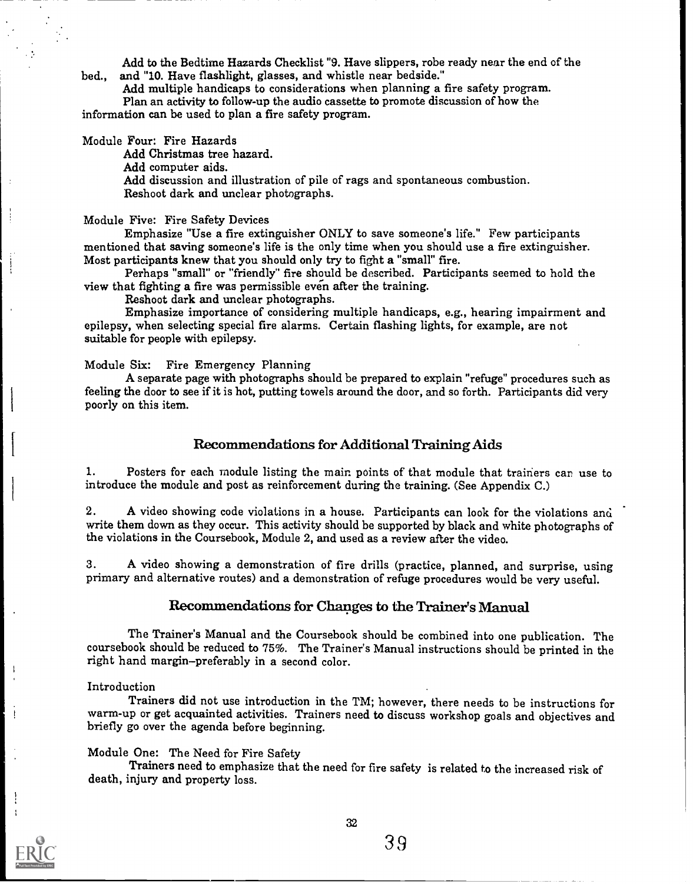Add to the Bedtime Hazards Checklist "9. Have slippers, robe ready near the end of the bed., and "10. Have flashlight, glasses, and whistle near bedside."

Add multiple handicaps to considerations when planning a fire safety program.

Plan an activity to follow-up the audio cassette to promote discussion of how the information can be used to plan a fire safety program.

Module Four: Fire Hazards

Add Christmas tree hazard.

Add computer aids.

Add discussion and illustration of pile of rags and spontaneous combustion.

Reshoot dark and unclear photographs.

Module Five: Fire Safety Devices

Emphasize "Use a fire extinguisher ONLY to save someone's life." Few participants mentioned that saving someone's life is the only time when you should use a fire extinguisher. Most participants knew that you should only try to fight a "small" fire.

Perhaps "small" or "friendly" fire should be described. Participants seemed to hold the view that fighting a fire was permissible even after the training.

Reshoot dark and unclear photographs.

Emphasize importance of considering multiple handicaps, e.g., hearing impairment and epilepsy, when selecting special fire alarms. Certain flashing lights, for example, are not suitable for people with epilepsy.

Module Six: Fire Emergency Planning

A separate page with photographs should be prepared to explain "refuge" procedures such as feeling the door to see if it is hot, putting towels around the door, and so forth. Participants did very poorly on this item.

## Recommendations for Additional Training Aids

1. Posters for each module listing the main points of that module that trainers can use to introduce the module and post as reinforcement during the training. (See Appendix C.)

2. A video showing code violations in a house. Participants can look for the violations and write them down as they occur. This activity should be supported by black and white photographs of the violations in the Coursebook, Module 2, and used as a review after the video.

3. A video showing a demonstration of fire drills (practice, planned, and surprise, using primary and alternative routes) and a demonstration of refuge procedures would be very useful.

## Recommendations for Changes to the Trainer's Manual

The Trainer's Manual and the Coursebook should be combined into one publication. The coursebook should be reduced to 75%. The Trainer's Manual instructions should be printed in the right hand margin–preferably in a second color.

Introduction

Trainers did not use introduction in the TM; however, there needs to be instructions for warm-up or get acquainted activities. Trainers need to discuss workshop goals and objectives and briefly go over the agenda before beginning.

Module One: The Need for Fire Safety

Trainers need to emphasize that the need for fire safety is related to the increased risk of death, injury and property loss.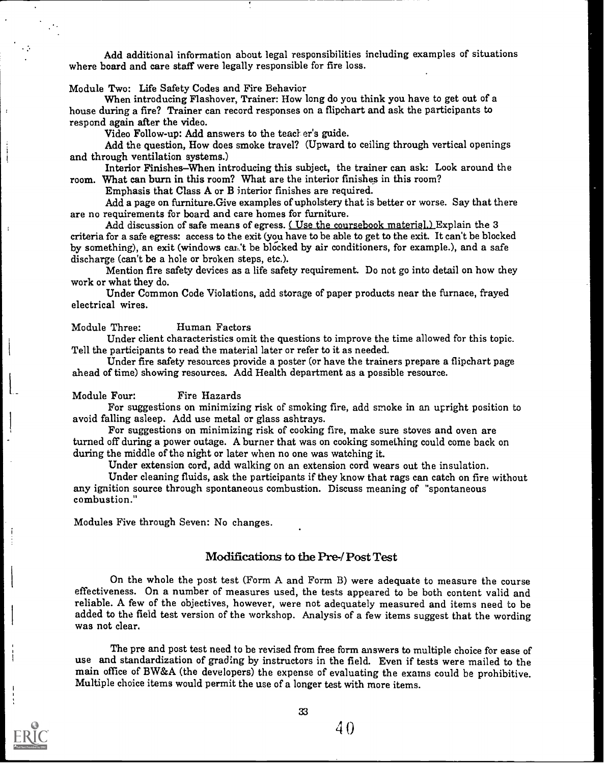Add additional information about legal responsibilities including examples of situations where board and care staff were legally responsible for fire loss.

Module Two: Life Safety Codes and Fire Behavior

When introducing Flashover, Trainer: How long do you think you have to get out of a house during a fire? Trainer can record responses on a flipchart and ask the participants to respond again after the video.

Video Follow-up: Add answers to the teacher's guide.

Add the question, How does smoke travel? (Upward to ceiling through vertical openings and through ventilation systems.)

Interior Finishes--When introducing this subject, the trainer can ask: Look around the room. What can burn in this room? What are the interior finishes in this room?

Emphasis that Class A or B interior finishes are required.

Add a page on furniture.Give examples of upholstery that is better or worse. Say that there are no requirements for board and care homes for furniture.

Add discussion of safe means of egress. (Use the coursebook material.) Explain the 3 criteria for a safe egress: access to the exit (you have to be able to get to the exit. It can't be blocked by something), an exit (windows can't be blocked by air conditioners, for example.), and a safe discharge (can't be a hole or broken steps, etc.).

Mention fire safety devices as a life safety requirement. Do not go into detail on how they work or what they do.

Under Common Code Violations, add storage of paper products near the furnace, frayed electrical wires.

Module Three: Human Factors

Under client characteristics omit the questions to improve the time allowed for this topic. Tell the participants to read the material later or refer to it as needed.

Under fire safety resources provide a poster (or have the trainers prepare a flipchart page ahead of time) showing resources. Add Health department as a possible resource.

Module Four: Fire Hazards

For suggestions on minimizing risk of smoking fire, add smoke in an upright position to avoid falling asleep. Add use metal or glass ashtrays.

For suggestions on minimizing risk of cooking fire, make sure stoves and oven are turned off during a power outage. A burner that was on cooking something could come back on during the middle of the night or later when no one was watching it.

Under extension cord, add walking on an extension cord wears out the insulation.

Under cleaning fluids, ask the participants if they know that rags can catch on fire without any ignition source through spontaneous combustion. Discuss meaning of "spontaneous combustion."

Modules Five through Seven: No changes.

## Modifications to the Pre-/Post Test

On the whole the post test (Form A and Form B) were adequate to measure the course effectiveness. On a number of measures used, the tests appeared to be both content valid and reliable. A few of the objectives, however, were not adequately measured and items need to be added to the field test version of the workshop. Analysis of a few items suggest that the wording was not clear.

The pre and post test need to be revised from free form answers to multiple choice for ease of use and standardization of grading by instructors in the field. Even if tests were mailed to the main office of BW&A (the developers) the expense of evaluating the exams could be prohibitive. Multiple choice items would permit the use of a longer test with more items.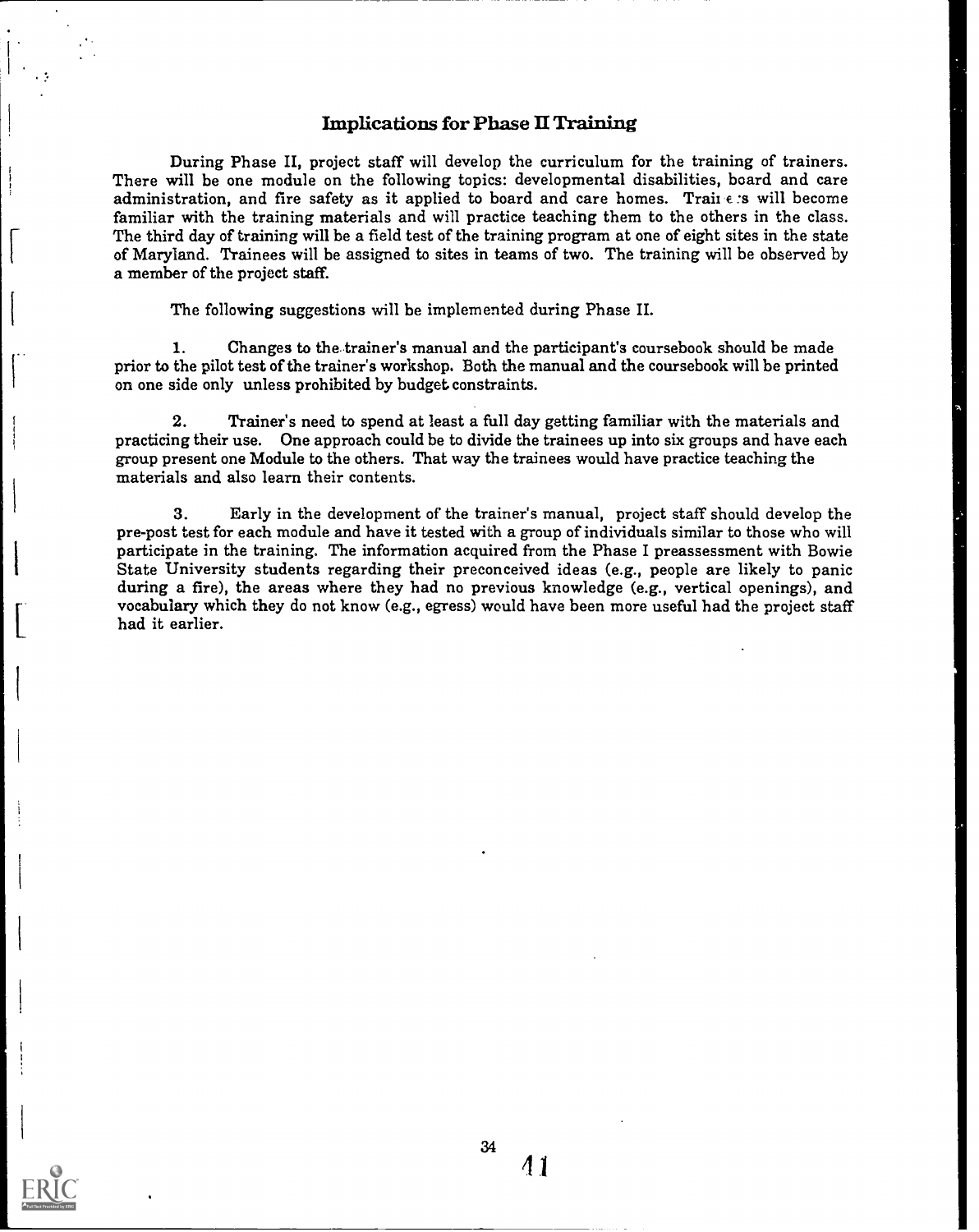## Implications for Phase II Training

During Phase II, project staff will develop the curriculum for the training of trainers. There will be one module on the following topics: developmental disabilities, board and care administration, and fire safety as it applied to board and care homes. Trainees will become familiar with the training materials and will practice teaching them to the others in the class. The third day of training will be a field test of the training program at one of eight sites in the state of Maryland. Trainees will be assigned to sites in teams of two. The training will be observed by a member of the project staff.

The following suggestions will be implemented during Phase II.

1. Changes to the trainer's manual and the participant's coursebook should be made prior to the pilot test of the trainer's workshop. Both the manual and the coursebook will be printed on one side only unless prohibited by budget constraints.

2. Trainer's need to spend at least a full day getting familiar with the materials and practicing their use. One approach could be to divide the trainees up into six groups and have each group present one Module to the others. That way the trainees would have practice teaching the materials and also learn their contents.

3. Early in the development of the trainer's manual, project staff should develop the pre-post test for each module and have it tested with a group of individuals similar to those who will participate in the training. The information acquired from the Phase I preassessment with Bowie State University students regarding their preconceived ideas (e.g., people are likely to panic during a fire), the areas where they had no previous knowledge (e.g., vertical openings), and vocabulary which they do not know (e.g., egress) would have been more useful had the project staff had it earlier.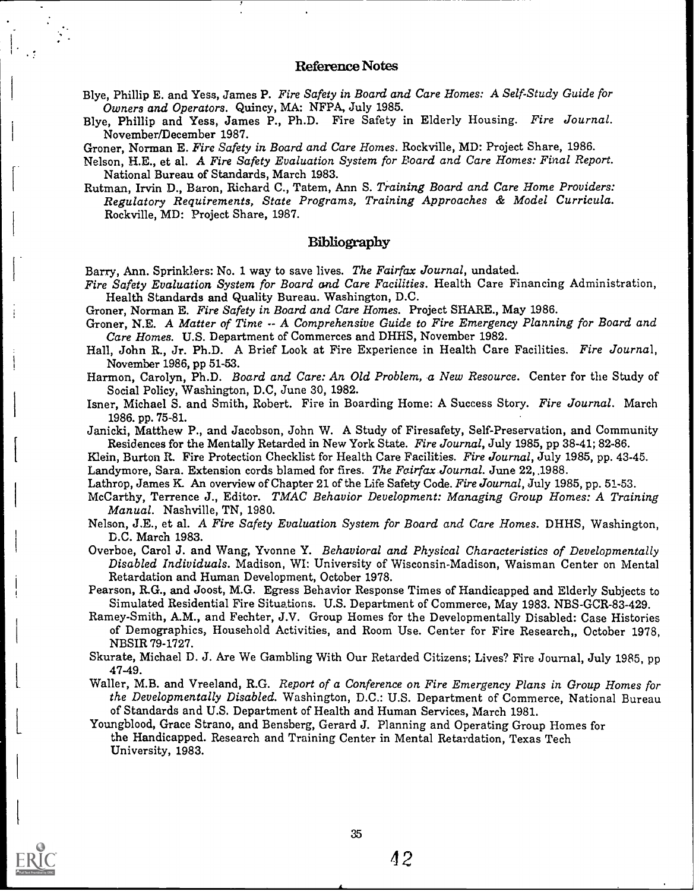## Reference Notes

Blye, Phillip E. and Yess, James P. *Fire Safety in Board and Care Homes: A Self-Study Guide for Owners and Operators*. Quincy, MA: NFPA, July 1985.

Blye, Phillip and Yess, James P., Ph.D. Fire Safety in Elderly Housing. *Fire Journal*. November/December 1987.

Groner, Norman E. *Fire Safety in Board and Care Homes*. Rockville, MD: Project Share, 1986.

Nelson, H.E., et al. *A Fire Safety Evaluation System for Board and Care Homes: Final Report*. National Bureau of Standards, March 1983.

Rutman, Irvin D., Baron, Richard C., Tatem, Ann S. *Training Board and Care Home Providers: Regulatory Requirements, State Programs, Training Approaches & Model Curricula*. Rockville, MD: Project Share, 1987.

## Bibliography

Barry, Ann. Sprinklers: No. 1 way to save lives. *The Fairfax Journal*, undated.

*Fire Safety Evaluation System for Board and Care Facilities*. Health Care Financing Administration, Health Standards and Quality Bureau. Washington, D.C.

Groner, Norman E. *Fire Safety in Board and Care Homes*. Project SHARE., May 1986.

Groner, N.E. *A Matter of Time -- A Comprehensive Guide to Fire Emergency Planning for Board and Care Homes*. U.S. Department of Commerces and DHHS, November 1982.

Hall, John R., Jr. Ph.D. A Brief Look at Fire Experience in Health Care Facilities. *Fire Journal*, November 1986, pp 51-53.

Harmon, Carolyn, Ph.D. *Board and Care: An Old Problem, a New Resource*. Center for the Study of Social Policy, Washington, D.C, June 30, 1982.

Isner, Michael S. and Smith, Robert. Fire in Boarding Home: A Success Story. *Fire Journal*. March 1986. pp. 75-81.

Janicki, Matthew P., and Jacobson, John W. A Study of Firesafety, Self-Preservation, and Community Residences for the Mentally Retarded in New York State. *Fire Journal*, July 1985, pp 38-41; 82-86.

Klein, Burton R. Fire Protection Checklist for Health Care Facilities. *Fire Journal*, July 1985, pp. 43-45.

Landymore, Sara. Extension cords blamed for fires. *The Fairfax Journal*. June 22, 1988.

Lathrop, James K. An overview of Chapter 21 of the Life Safety Code. *Fire Journal*, July 1985, pp. 51-53.

McCarthy, Terrence J., Editor. *TMAC Behavior Development: Managing Group Homes: A Training Manual*. Nashville, TN, 1980.

Nelson, J.E., et al. *A Fire Safety Evaluation System for Board and Care Homes*. DHHS, Washington, D.C. March 1983.

Overboe, Carol J. and Wang, Yvonne Y. *Behavioral and Physical Characteristics of Developmentally Disabled Individuals*. Madison, WI: University of Wisconsin-Madison, Waisman Center on Mental Retardation and Human Development, October 1978.

Pearson, R.G., and Joost, M.G. Egress Behavior Response Times of Handicapped and Elderly Subjects to Simulated Residential Fire Situations. U.S. Department of Commerce, May 1983. NBS-GCR-83-429.

Ramey-Smith, A.M., and Fechter, J.V. Group Homes for the Developmentally Disabled: Case Histories of Demographics, Household Activities, and Room Use. Center for Fire Research,, October 1978, NBSIR 79-1727.

Skurate, Michael D. J. Are We Gambling With Our Retarded Citizens; Lives? Fire Journal, July 1985, pp 47-49.

Waller, M.B. and Vreeland, R.G. *Report of a Conference on Fire Emergency Plans in Group Homes for the Developmentally Disabled*. Washington, D.C.: U.S. Department of Commerce, National Bureau of Standards and U.S. Department of Health and Human Services, March 1981.

Youngblood, Grace Strano, and Bensberg, Gerard J. Planning and Operating Group Homes for the Handicapped. Research and Training Center in Mental Retardation, Texas Tech University, 1983.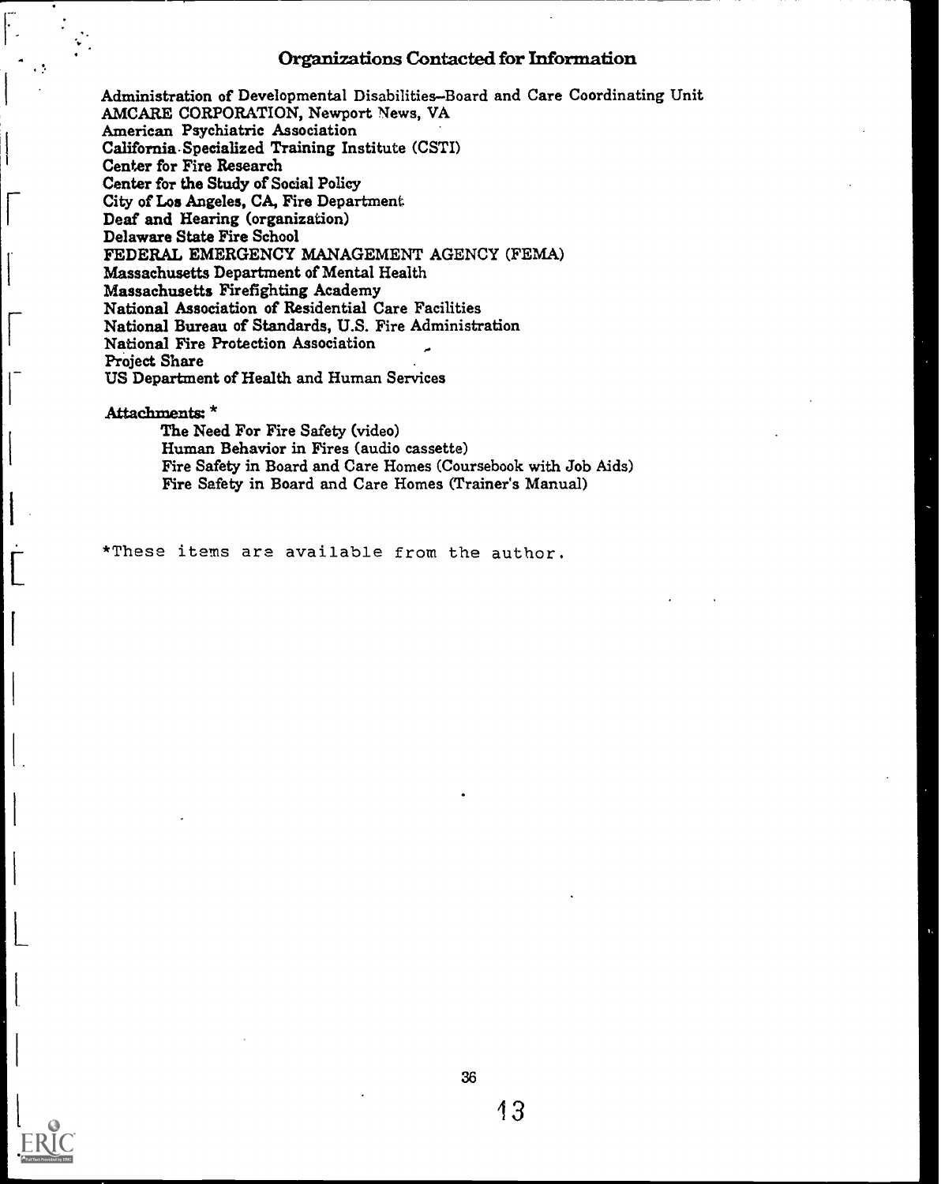## Organizations Contacted for Information

Administration of Developmental Disabilities--Board and Care Coordinating Unit
AMCARE CORPORATION, Newport News, VA
American Psychiatric Association
California Specialized Training Institute (CSTI)
Center for Fire Research
Center for the Study of Social Policy
City of Los Angeles, CA, Fire Department
Deaf and Hearing (organization)
Delaware State Fire School
FEDERAL EMERGENCY MANAGEMENT AGENCY (FEMA)
Massachusetts Department of Mental Health
Massachusetts Firefighting Academy
National Association of Residential Care Facilities
National Bureau of Standards, U.S. Fire Administration
National Fire Protection Association
Project Share
US Department of Health and Human Services

Attachments: *

The Need For Fire Safety (video)
Human Behavior in Fires (audio cassette)
Fire Safety in Board and Care Homes (Coursebook with Job Aids)
Fire Safety in Board and Care Homes (Trainer's Manual)

*These items are available from the author.